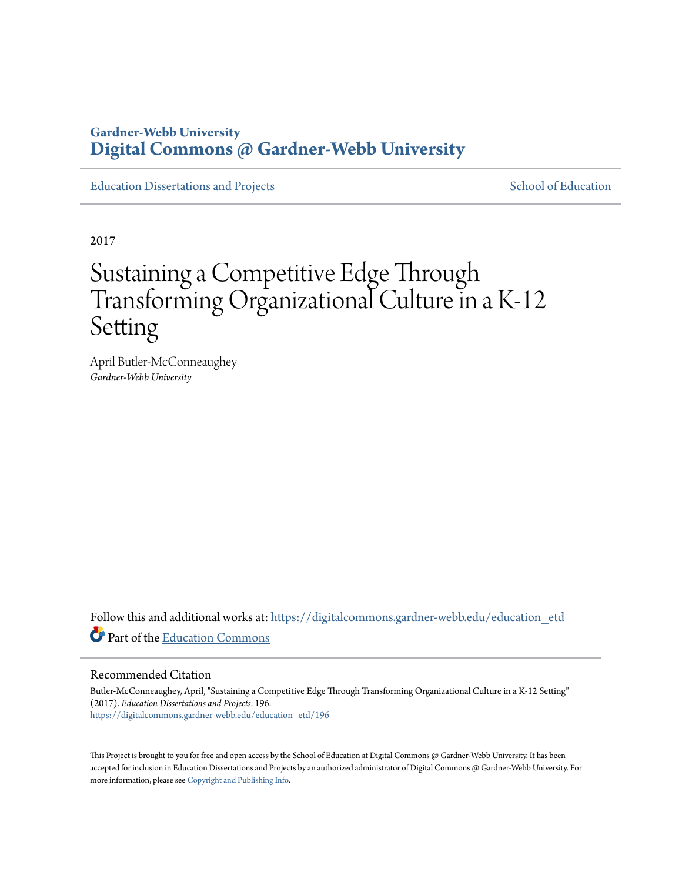Gardner-Webb University

**Digital Commons @ Gardner-Webb University**

Education Dissertations and Projects

School of Education

2017

# Sustaining a Competitive Edge Through Transforming Organizational Culture in a K-12 Setting

April Butler-McConneaughey

*Gardner-Webb University*

Follow this and additional works at: https://digitalcommons.gardner-webb.edu/education_etd

Part of the Education Commons

## Recommended Citation

Butler-McConneaughey, April, "Sustaining a Competitive Edge Through Transforming Organizational Culture in a K-12 Setting" (2017). *Education Dissertations and Projects*. 196.
https://digitalcommons.gardner-webb.edu/education_etd/196

This Project is brought to you for free and open access by the School of Education at Digital Commons @ Gardner-Webb University. It has been accepted for inclusion in Education Dissertations and Projects by an authorized administrator of Digital Commons @ Gardner-Webb University. For more information, please see Copyright and Publishing Info.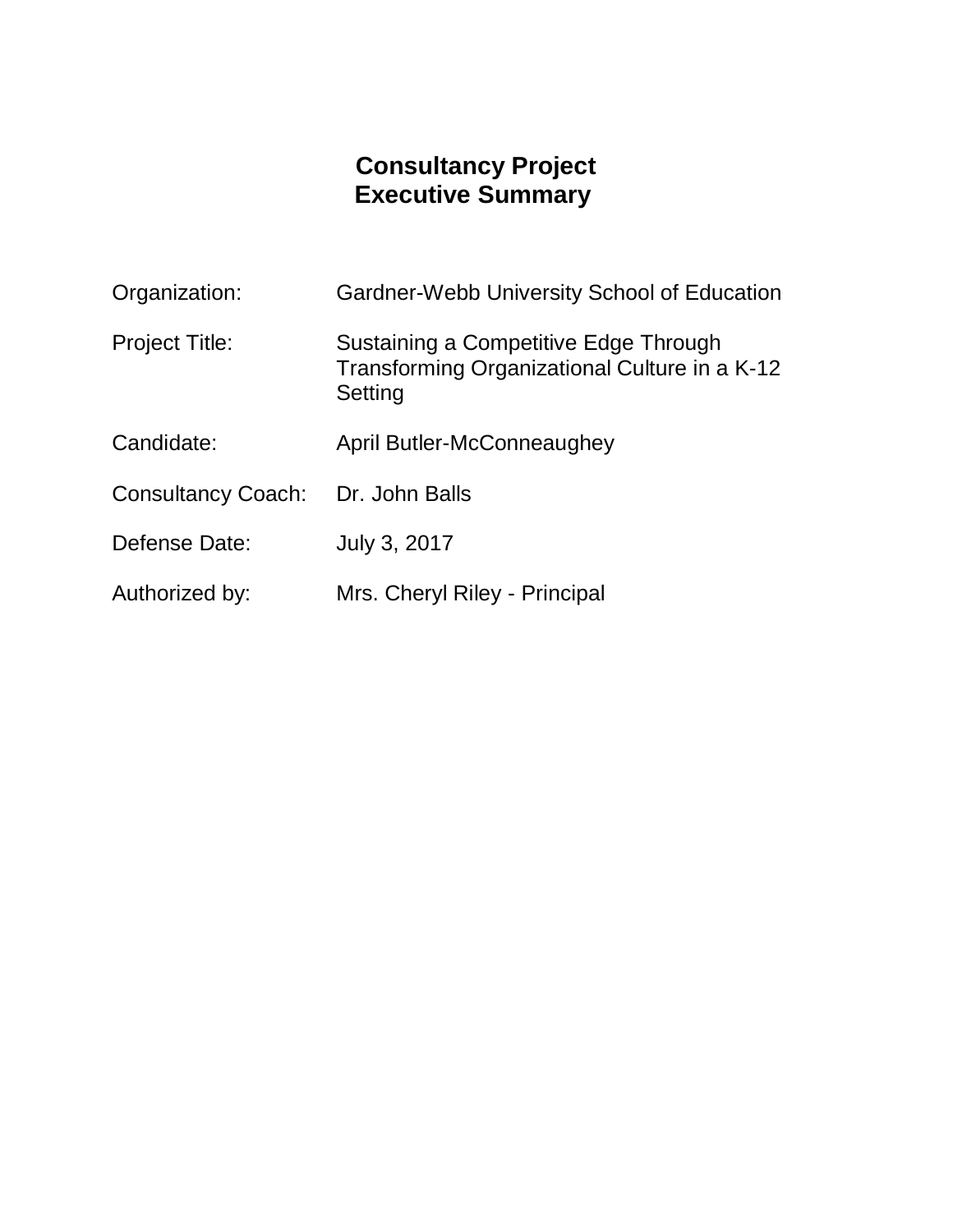# Consultancy Project
# Executive Summary

| | |
|---|---|
| Organization: | Gardner-Webb University School of Education |
| Project Title: | Sustaining a Competitive Edge Through Transforming Organizational Culture in a K-12 Setting |
| Candidate: | April Butler-McConneaughey |
| Consultancy Coach: | Dr. John Balls |
| Defense Date: | July 3, 2017 |
| Authorized by: | Mrs. Cheryl Riley - Principal |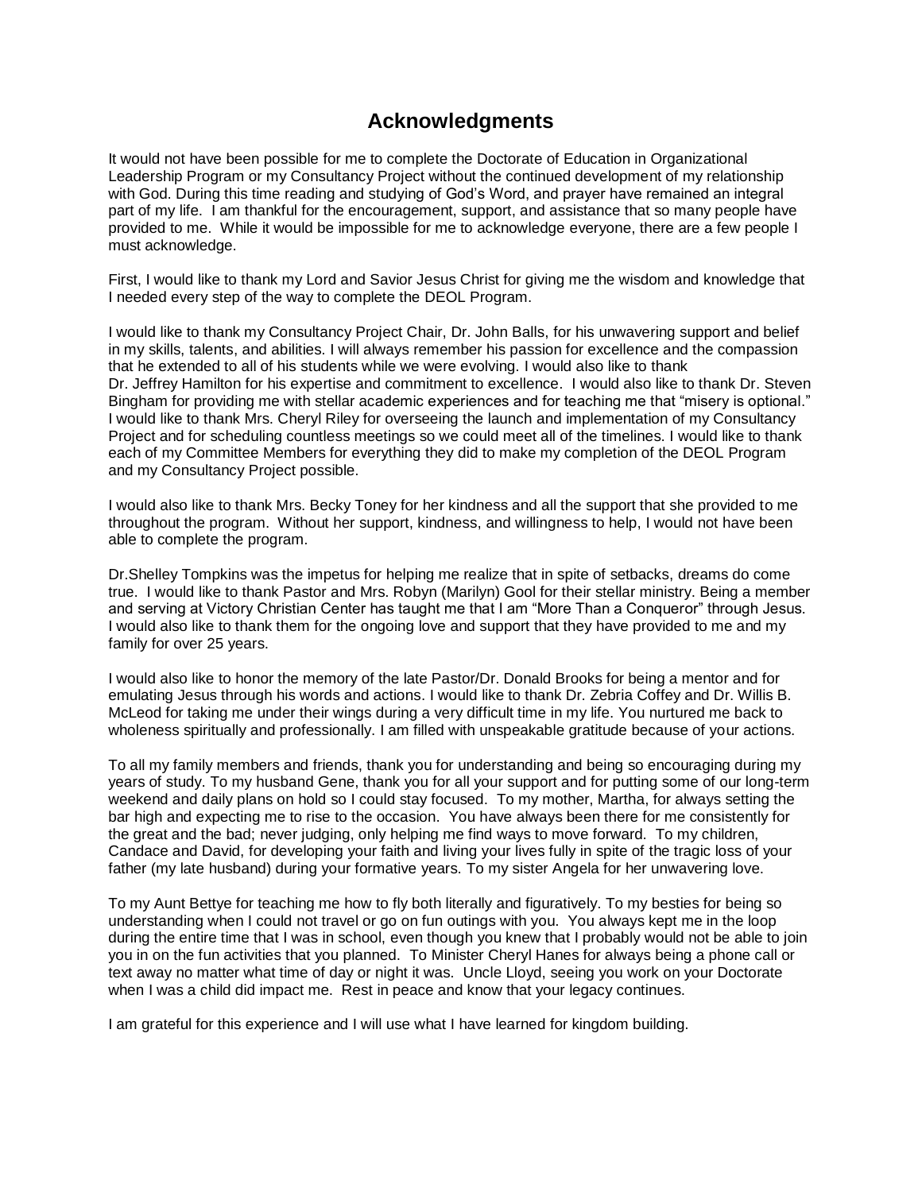# Acknowledgments

It would not have been possible for me to complete the Doctorate of Education in Organizational Leadership Program or my Consultancy Project without the continued development of my relationship with God. During this time reading and studying of God's Word, and prayer have remained an integral part of my life. I am thankful for the encouragement, support, and assistance that so many people have provided to me. While it would be impossible for me to acknowledge everyone, there are a few people I must acknowledge.

First, I would like to thank my Lord and Savior Jesus Christ for giving me the wisdom and knowledge that I needed every step of the way to complete the DEOL Program.

I would like to thank my Consultancy Project Chair, Dr. John Balls, for his unwavering support and belief in my skills, talents, and abilities. I will always remember his passion for excellence and the compassion that he extended to all of his students while we were evolving. I would also like to thank Dr. Jeffrey Hamilton for his expertise and commitment to excellence. I would also like to thank Dr. Steven Bingham for providing me with stellar academic experiences and for teaching me that "misery is optional." I would like to thank Mrs. Cheryl Riley for overseeing the launch and implementation of my Consultancy Project and for scheduling countless meetings so we could meet all of the timelines. I would like to thank each of my Committee Members for everything they did to make my completion of the DEOL Program and my Consultancy Project possible.

I would also like to thank Mrs. Becky Toney for her kindness and all the support that she provided to me throughout the program. Without her support, kindness, and willingness to help, I would not have been able to complete the program.

Dr.Shelley Tompkins was the impetus for helping me realize that in spite of setbacks, dreams do come true. I would like to thank Pastor and Mrs. Robyn (Marilyn) Gool for their stellar ministry. Being a member and serving at Victory Christian Center has taught me that I am "More Than a Conqueror" through Jesus. I would also like to thank them for the ongoing love and support that they have provided to me and my family for over 25 years.

I would also like to honor the memory of the late Pastor/Dr. Donald Brooks for being a mentor and for emulating Jesus through his words and actions. I would like to thank Dr. Zebria Coffey and Dr. Willis B. McLeod for taking me under their wings during a very difficult time in my life. You nurtured me back to wholeness spiritually and professionally. I am filled with unspeakable gratitude because of your actions.

To all my family members and friends, thank you for understanding and being so encouraging during my years of study. To my husband Gene, thank you for all your support and for putting some of our long-term weekend and daily plans on hold so I could stay focused. To my mother, Martha, for always setting the bar high and expecting me to rise to the occasion. You have always been there for me consistently for the great and the bad; never judging, only helping me find ways to move forward. To my children, Candace and David, for developing your faith and living your lives fully in spite of the tragic loss of your father (my late husband) during your formative years. To my sister Angela for her unwavering love.

To my Aunt Bettye for teaching me how to fly both literally and figuratively. To my besties for being so understanding when I could not travel or go on fun outings with you. You always kept me in the loop during the entire time that I was in school, even though you knew that I probably would not be able to join you in on the fun activities that you planned. To Minister Cheryl Hanes for always being a phone call or text away no matter what time of day or night it was. Uncle Lloyd, seeing you work on your Doctorate when I was a child did impact me. Rest in peace and know that your legacy continues.

I am grateful for this experience and I will use what I have learned for kingdom building.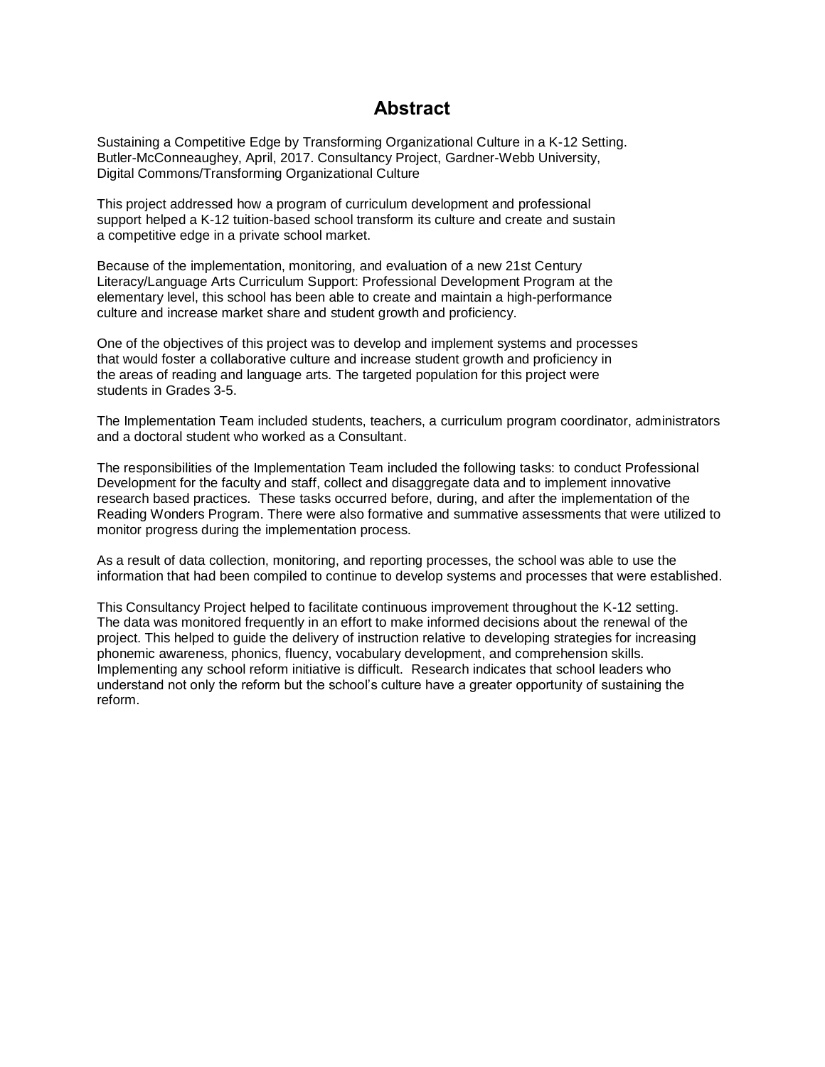# Abstract

Sustaining a Competitive Edge by Transforming Organizational Culture in a K-12 Setting. Butler-McConneaughey, April, 2017. Consultancy Project, Gardner-Webb University, Digital Commons/Transforming Organizational Culture

This project addressed how a program of curriculum development and professional support helped a K-12 tuition-based school transform its culture and create and sustain a competitive edge in a private school market.

Because of the implementation, monitoring, and evaluation of a new 21st Century Literacy/Language Arts Curriculum Support: Professional Development Program at the elementary level, this school has been able to create and maintain a high-performance culture and increase market share and student growth and proficiency.

One of the objectives of this project was to develop and implement systems and processes that would foster a collaborative culture and increase student growth and proficiency in the areas of reading and language arts. The targeted population for this project were students in Grades 3-5.

The Implementation Team included students, teachers, a curriculum program coordinator, administrators and a doctoral student who worked as a Consultant.

The responsibilities of the Implementation Team included the following tasks: to conduct Professional Development for the faculty and staff, collect and disaggregate data and to implement innovative research based practices. These tasks occurred before, during, and after the implementation of the Reading Wonders Program. There were also formative and summative assessments that were utilized to monitor progress during the implementation process.

As a result of data collection, monitoring, and reporting processes, the school was able to use the information that had been compiled to continue to develop systems and processes that were established.

This Consultancy Project helped to facilitate continuous improvement throughout the K-12 setting. The data was monitored frequently in an effort to make informed decisions about the renewal of the project. This helped to guide the delivery of instruction relative to developing strategies for increasing phonemic awareness, phonics, fluency, vocabulary development, and comprehension skills. Implementing any school reform initiative is difficult. Research indicates that school leaders who understand not only the reform but the school's culture have a greater opportunity of sustaining the reform.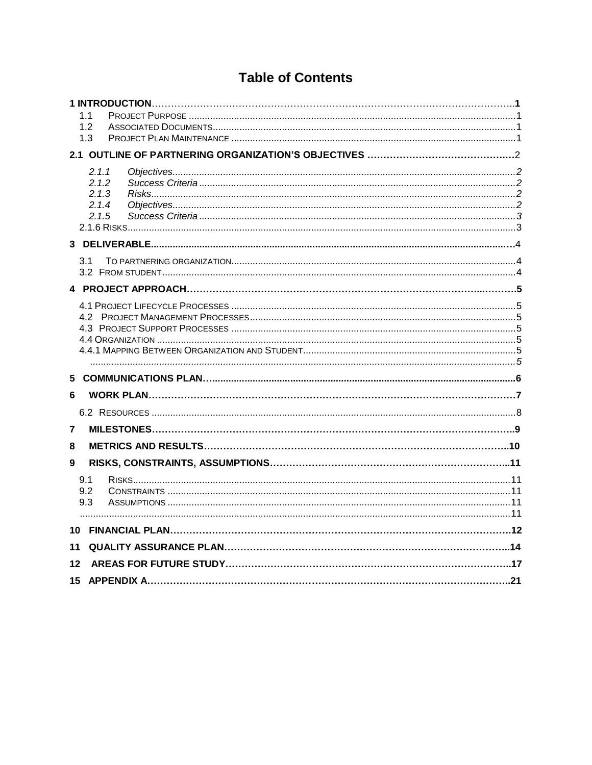# Table of Contents

**1 INTRODUCTION**……………………………………………………………………………………………..**1**

- 1.1 PROJECT PURPOSE ....................................................................................................................1
- 1.2 ASSOCIATED DOCUMENTS..........................................................................................................1
- 1.3 PROJECT PLAN MAINTENANCE ....................................................................................................1

**2.1 OUTLINE OF PARTNERING ORGANIZATION'S OBJECTIVES** ……………………………………….2

- *2.1.1 Objectives..........................................................................................................................2*
- *2.1.2 Success Criteria ...............................................................................................................2*
- *2.1.3 Risks.................................................................................................................................2*
- *2.1.4 Objectives..........................................................................................................................2*
- *2.1.5 Success Criteria ...............................................................................................................3*
- 2.1.6 RISKS..........................................................................................................................................3

**3 DELIVERABLE**........................................................................................................................……4

- 3.1 TO PARTNERING ORGANIZATION..................................................................................................4
- 3.2 FROM STUDENT..........................................................................................................................4

**4 PROJECT APPROACH**…………………………………………………………………………..……….**5**

- 4.1 PROJECT LIFECYCLE PROCESSES ...............................................................................................5
- 4.2 PROJECT MANAGEMENT PROCESSES..........................................................................................5
- 4.3 PROJECT SUPPORT PROCESSES .................................................................................................5
- 4.4 ORGANIZATION ...........................................................................................................................5
- 4.4.1 MAPPING BETWEEN ORGANIZATION AND STUDENT.....................................................................5
- *...................................................................................................................................................5*

**5 COMMUNICATIONS PLAN**…..........................................................................................................**6**

**6 WORK PLAN**………………………………………………………………………………………………**7**

- 6.2 RESOURCES ...............................................................................................................................8

**7 MILESTONES**……………………………………………………………………………………………..**9**

**8 METRICS AND RESULTS**………………………………………………………………………………..**10**

**9 RISKS, CONSTRAINTS, ASSUMPTIONS**………………………………………………………………...**11**

- 9.1 RISKS.......................................................................................................................................11
- 9.2 CONSTRAINTS ..........................................................................................................................11
- 9.3 ASSUMPTIONS ..........................................................................................................................11
- ................................................................................................................................................11

**10 FINANCIAL PLAN**…………………………………………………………………………………………..**12**

**11 QUALITY ASSURANCE PLAN**…………………………………………………………………………..**14**

**12 AREAS FOR FUTURE STUDY**…………………………………………………………………………..**17**

**15 APPENDIX A**……………………………………………………………………………………………..**21**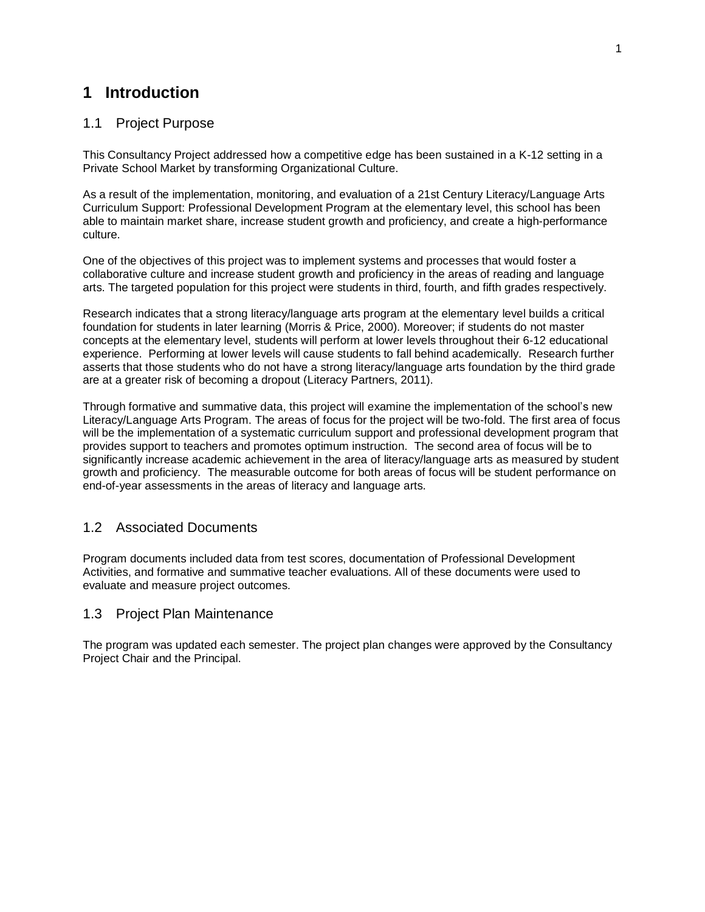# 1 Introduction

## 1.1 Project Purpose

This Consultancy Project addressed how a competitive edge has been sustained in a K-12 setting in a Private School Market by transforming Organizational Culture.

As a result of the implementation, monitoring, and evaluation of a 21st Century Literacy/Language Arts Curriculum Support: Professional Development Program at the elementary level, this school has been able to maintain market share, increase student growth and proficiency, and create a high-performance culture.

One of the objectives of this project was to implement systems and processes that would foster a collaborative culture and increase student growth and proficiency in the areas of reading and language arts. The targeted population for this project were students in third, fourth, and fifth grades respectively.

Research indicates that a strong literacy/language arts program at the elementary level builds a critical foundation for students in later learning (Morris & Price, 2000). Moreover; if students do not master concepts at the elementary level, students will perform at lower levels throughout their 6-12 educational experience. Performing at lower levels will cause students to fall behind academically. Research further asserts that those students who do not have a strong literacy/language arts foundation by the third grade are at a greater risk of becoming a dropout (Literacy Partners, 2011).

Through formative and summative data, this project will examine the implementation of the school's new Literacy/Language Arts Program. The areas of focus for the project will be two-fold. The first area of focus will be the implementation of a systematic curriculum support and professional development program that provides support to teachers and promotes optimum instruction. The second area of focus will be to significantly increase academic achievement in the area of literacy/language arts as measured by student growth and proficiency. The measurable outcome for both areas of focus will be student performance on end-of-year assessments in the areas of literacy and language arts.

## 1.2 Associated Documents

Program documents included data from test scores, documentation of Professional Development Activities, and formative and summative teacher evaluations. All of these documents were used to evaluate and measure project outcomes.

## 1.3 Project Plan Maintenance

The program was updated each semester. The project plan changes were approved by the Consultancy Project Chair and the Principal.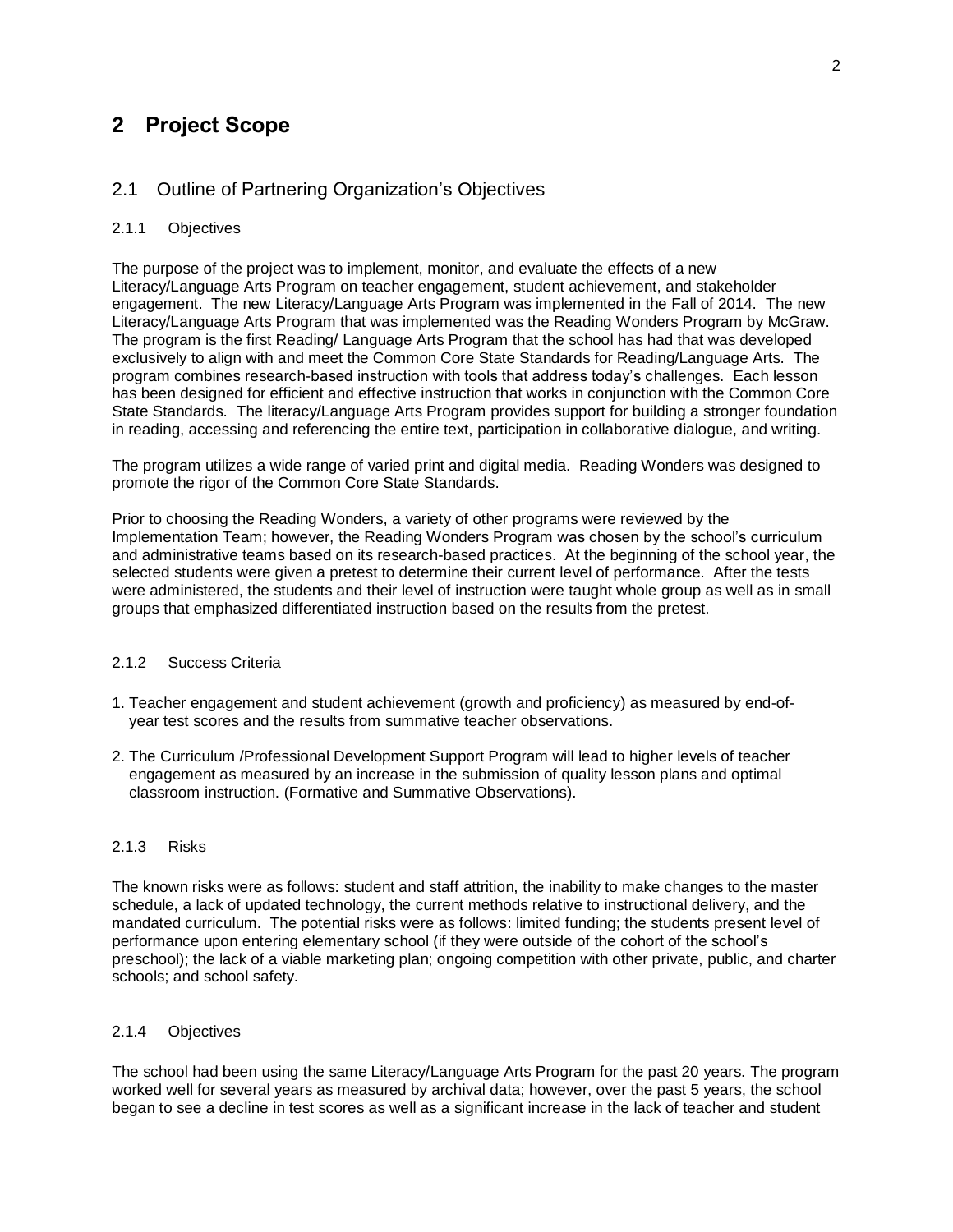# 2 Project Scope

## 2.1 Outline of Partnering Organization's Objectives

### 2.1.1 Objectives

The purpose of the project was to implement, monitor, and evaluate the effects of a new Literacy/Language Arts Program on teacher engagement, student achievement, and stakeholder engagement. The new Literacy/Language Arts Program was implemented in the Fall of 2014. The new Literacy/Language Arts Program that was implemented was the Reading Wonders Program by McGraw. The program is the first Reading/ Language Arts Program that the school has had that was developed exclusively to align with and meet the Common Core State Standards for Reading/Language Arts. The program combines research-based instruction with tools that address today's challenges. Each lesson has been designed for efficient and effective instruction that works in conjunction with the Common Core State Standards. The literacy/Language Arts Program provides support for building a stronger foundation in reading, accessing and referencing the entire text, participation in collaborative dialogue, and writing.

The program utilizes a wide range of varied print and digital media. Reading Wonders was designed to promote the rigor of the Common Core State Standards.

Prior to choosing the Reading Wonders, a variety of other programs were reviewed by the Implementation Team; however, the Reading Wonders Program was chosen by the school's curriculum and administrative teams based on its research-based practices. At the beginning of the school year, the selected students were given a pretest to determine their current level of performance. After the tests were administered, the students and their level of instruction were taught whole group as well as in small groups that emphasized differentiated instruction based on the results from the pretest.

### 2.1.2 Success Criteria

1. Teacher engagement and student achievement (growth and proficiency) as measured by end-of-year test scores and the results from summative teacher observations.
2. The Curriculum /Professional Development Support Program will lead to higher levels of teacher engagement as measured by an increase in the submission of quality lesson plans and optimal classroom instruction. (Formative and Summative Observations).

### 2.1.3 Risks

The known risks were as follows: student and staff attrition, the inability to make changes to the master schedule, a lack of updated technology, the current methods relative to instructional delivery, and the mandated curriculum. The potential risks were as follows: limited funding; the students present level of performance upon entering elementary school (if they were outside of the cohort of the school's preschool); the lack of a viable marketing plan; ongoing competition with other private, public, and charter schools; and school safety.

### 2.1.4 Objectives

The school had been using the same Literacy/Language Arts Program for the past 20 years. The program worked well for several years as measured by archival data; however, over the past 5 years, the school began to see a decline in test scores as well as a significant increase in the lack of teacher and student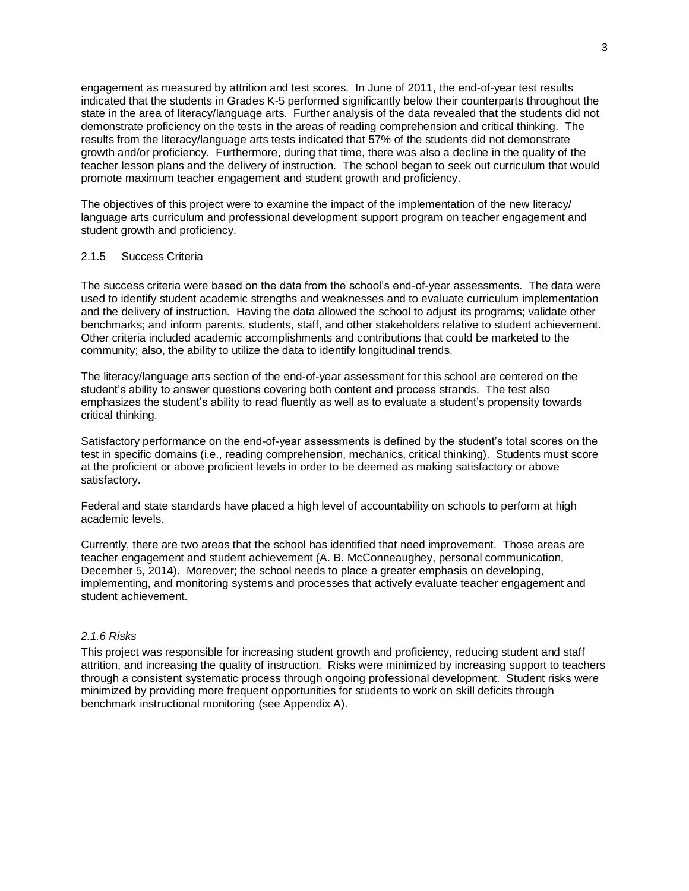engagement as measured by attrition and test scores. In June of 2011, the end-of-year test results indicated that the students in Grades K-5 performed significantly below their counterparts throughout the state in the area of literacy/language arts. Further analysis of the data revealed that the students did not demonstrate proficiency on the tests in the areas of reading comprehension and critical thinking. The results from the literacy/language arts tests indicated that 57% of the students did not demonstrate growth and/or proficiency. Furthermore, during that time, there was also a decline in the quality of the teacher lesson plans and the delivery of instruction. The school began to seek out curriculum that would promote maximum teacher engagement and student growth and proficiency.

The objectives of this project were to examine the impact of the implementation of the new literacy/ language arts curriculum and professional development support program on teacher engagement and student growth and proficiency.

### 2.1.5 Success Criteria

The success criteria were based on the data from the school's end-of-year assessments. The data were used to identify student academic strengths and weaknesses and to evaluate curriculum implementation and the delivery of instruction. Having the data allowed the school to adjust its programs; validate other benchmarks; and inform parents, students, staff, and other stakeholders relative to student achievement. Other criteria included academic accomplishments and contributions that could be marketed to the community; also, the ability to utilize the data to identify longitudinal trends.

The literacy/language arts section of the end-of-year assessment for this school are centered on the student's ability to answer questions covering both content and process strands. The test also emphasizes the student's ability to read fluently as well as to evaluate a student's propensity towards critical thinking.

Satisfactory performance on the end-of-year assessments is defined by the student's total scores on the test in specific domains (i.e., reading comprehension, mechanics, critical thinking). Students must score at the proficient or above proficient levels in order to be deemed as making satisfactory or above satisfactory.

Federal and state standards have placed a high level of accountability on schools to perform at high academic levels.

Currently, there are two areas that the school has identified that need improvement. Those areas are teacher engagement and student achievement (A. B. McConneaughey, personal communication, December 5, 2014). Moreover; the school needs to place a greater emphasis on developing, implementing, and monitoring systems and processes that actively evaluate teacher engagement and student achievement.

### *2.1.6 Risks*

This project was responsible for increasing student growth and proficiency, reducing student and staff attrition, and increasing the quality of instruction. Risks were minimized by increasing support to teachers through a consistent systematic process through ongoing professional development. Student risks were minimized by providing more frequent opportunities for students to work on skill deficits through benchmark instructional monitoring (see Appendix A).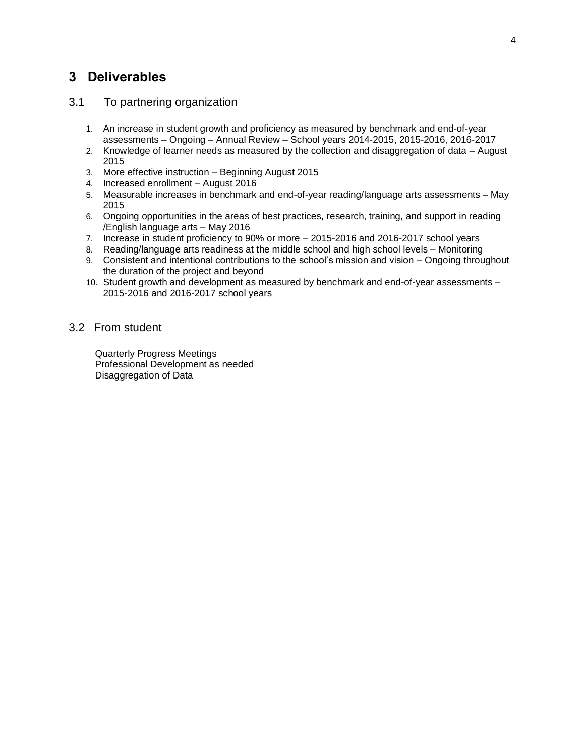# 3 Deliverables

## 3.1 To partnering organization

1. An increase in student growth and proficiency as measured by benchmark and end-of-year assessments – Ongoing – Annual Review – School years 2014-2015, 2015-2016, 2016-2017
2. Knowledge of learner needs as measured by the collection and disaggregation of data – August 2015
3. More effective instruction – Beginning August 2015
4. Increased enrollment – August 2016
5. Measurable increases in benchmark and end-of-year reading/language arts assessments – May 2015
6. Ongoing opportunities in the areas of best practices, research, training, and support in reading /English language arts – May 2016
7. Increase in student proficiency to 90% or more – 2015-2016 and 2016-2017 school years
8. Reading/language arts readiness at the middle school and high school levels – Monitoring
9. Consistent and intentional contributions to the school's mission and vision – Ongoing throughout the duration of the project and beyond
10. Student growth and development as measured by benchmark and end-of-year assessments – 2015-2016 and 2016-2017 school years

## 3.2 From student

Quarterly Progress Meetings
Professional Development as needed
Disaggregation of Data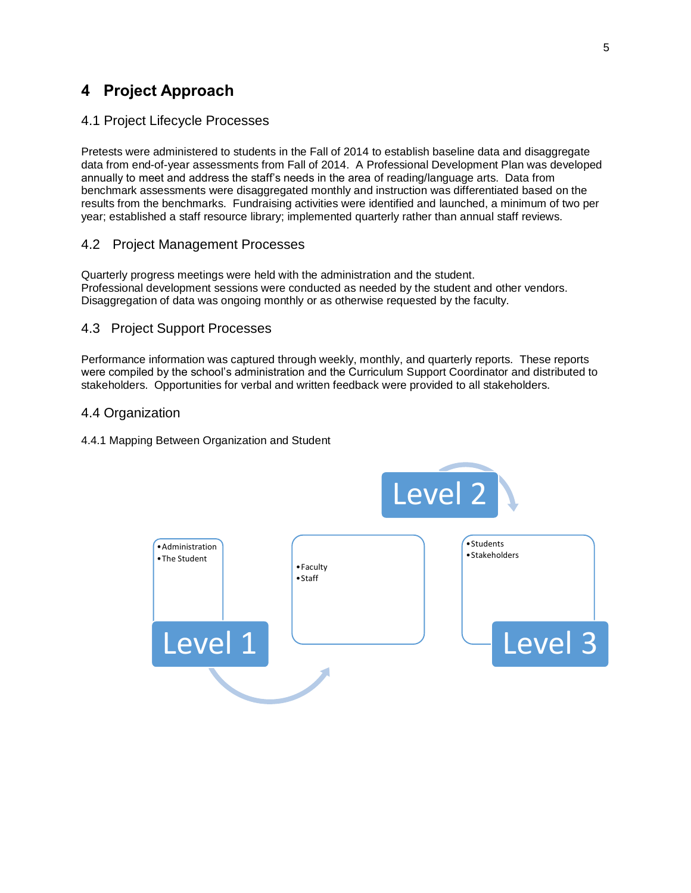# 4 Project Approach

## 4.1 Project Lifecycle Processes

Pretests were administered to students in the Fall of 2014 to establish baseline data and disaggregate data from end-of-year assessments from Fall of 2014. A Professional Development Plan was developed annually to meet and address the staff's needs in the area of reading/language arts. Data from benchmark assessments were disaggregated monthly and instruction was differentiated based on the results from the benchmarks. Fundraising activities were identified and launched, a minimum of two per year; established a staff resource library; implemented quarterly rather than annual staff reviews.

## 4.2 Project Management Processes

Quarterly progress meetings were held with the administration and the student.
Professional development sessions were conducted as needed by the student and other vendors.
Disaggregation of data was ongoing monthly or as otherwise requested by the faculty.

## 4.3 Project Support Processes

Performance information was captured through weekly, monthly, and quarterly reports. These reports were compiled by the school's administration and the Curriculum Support Coordinator and distributed to stakeholders. Opportunities for verbal and written feedback were provided to all stakeholders.

## 4.4 Organization

### 4.4.1 Mapping Between Organization and Student

**Level 1**
- Administration
- The Student

**Level 2**
- Faculty
- Staff

**Level 3**
- Students
- Stakeholders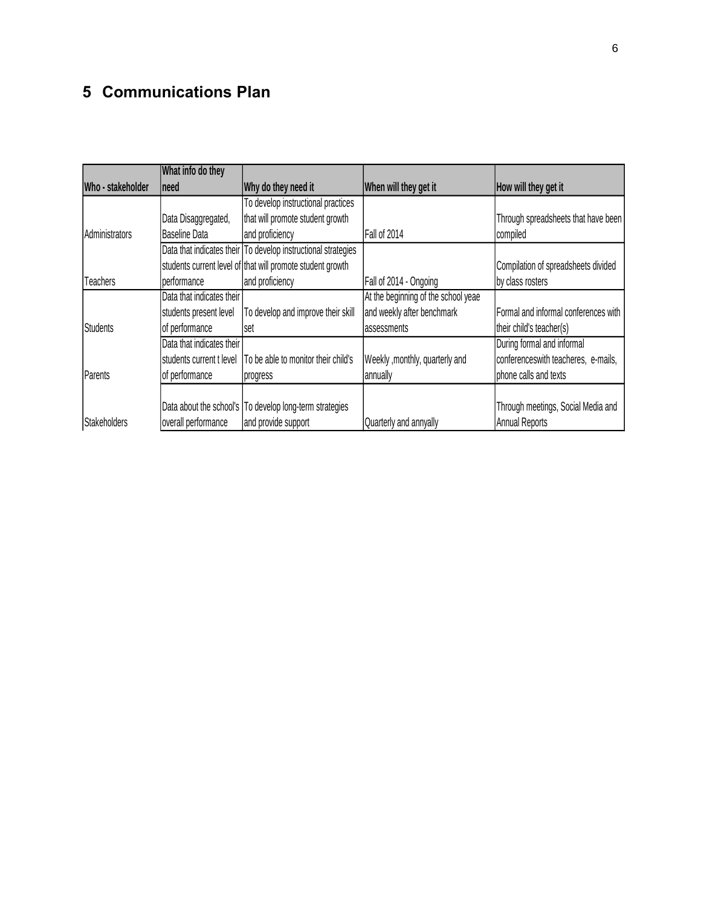## 5 Communications Plan

| Who - stakeholder | What info do they need | Why do they need it | When will they get it | How will they get it |
|---|---|---|---|---|
| Administrators | Data Disaggregated, Baseline Data | To develop instructional practices that will promote student growth and proficiency | Fall of 2014 | Through spreadsheets that have been compiled |
| Teachers | Data that indicates their students current level of performance | To develop instructional strategies that will promote student growth and proficiency | Fall of 2014 - Ongoing | Compilation of spreadsheets divided by class rosters |
| Students | Data that indicates their students present level of performance | To develop and improve their skill set | At the beginning of the school yeae and weekly after benchmark assessments | Formal and informal conferences with their child's teacher(s) |
| Parents | Data that indicates their students current t level of performance | To be able to monitor their child's progress | Weekly ,monthly, quarterly and annually | During formal and informal conferenceswith teacheres, e-mails, phone calls and texts |
| Stakeholders | Data about the school's overall performance | To develop long-term strategies and provide support | Quarterly and annyally | Through meetings, Social Media and Annual Reports |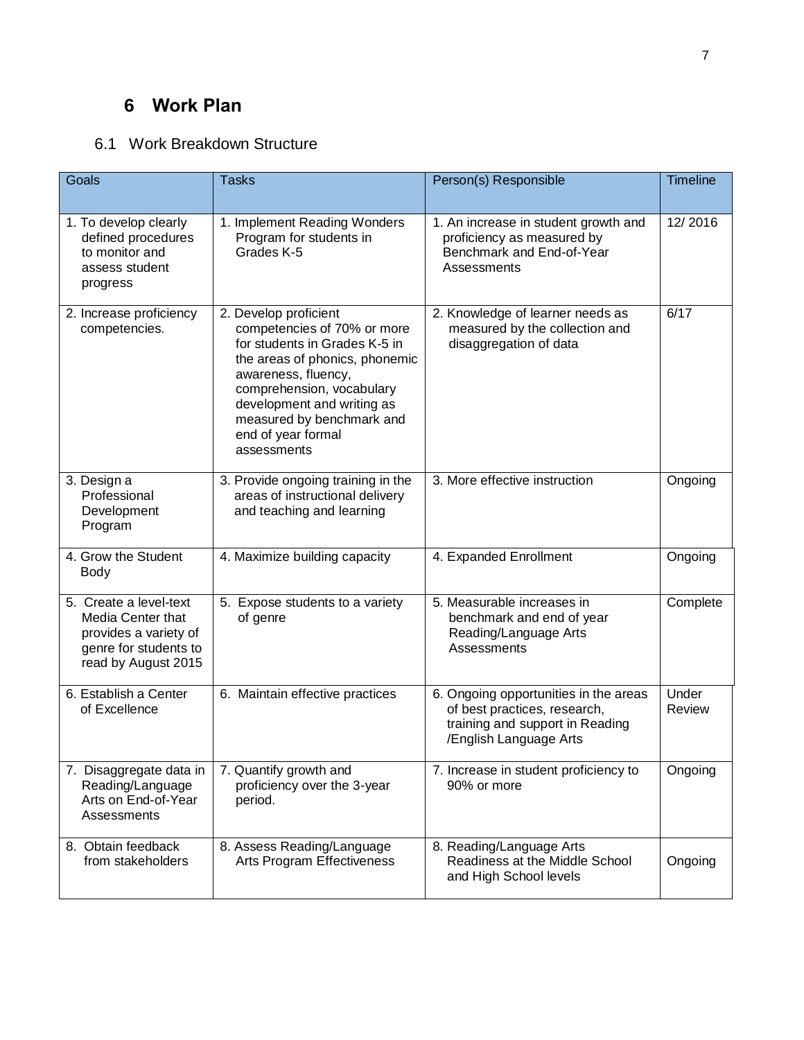# 6 Work Plan

## 6.1 Work Breakdown Structure

| Goals | Tasks | Person(s) Responsible | Timeline |
|---|---|---|---|
| 1. To develop clearly defined procedures to monitor and assess student progress | 1. Implement Reading Wonders Program for students in Grades K-5 | 1. An increase in student growth and proficiency as measured by Benchmark and End-of-Year Assessments | 12/ 2016 |
| 2. Increase proficiency competencies. | 2. Develop proficient competencies of 70% or more for students in Grades K-5 in the areas of phonics, phonemic awareness, fluency, comprehension, vocabulary development and writing as measured by benchmark and end of year formal assessments | 2. Knowledge of learner needs as measured by the collection and disaggregation of data | 6/17 |
| 3. Design a Professional Development Program | 3. Provide ongoing training in the areas of instructional delivery and teaching and learning | 3. More effective instruction | Ongoing |
| 4. Grow the Student Body | 4. Maximize building capacity | 4. Expanded Enrollment | Ongoing |
| 5. Create a level-text Media Center that provides a variety of genre for students to read by August 2015 | 5. Expose students to a variety of genre | 5. Measurable increases in benchmark and end of year Reading/Language Arts Assessments | Complete |
| 6. Establish a Center of Excellence | 6. Maintain effective practices | 6. Ongoing opportunities in the areas of best practices, research, training and support in Reading /English Language Arts | Under Review |
| 7. Disaggregate data in Reading/Language Arts on End-of-Year Assessments | 7. Quantify growth and proficiency over the 3-year period. | 7. Increase in student proficiency to 90% or more | Ongoing |
| 8. Obtain feedback from stakeholders | 8. Assess Reading/Language Arts Program Effectiveness | 8. Reading/Language Arts Readiness at the Middle School and High School levels | Ongoing |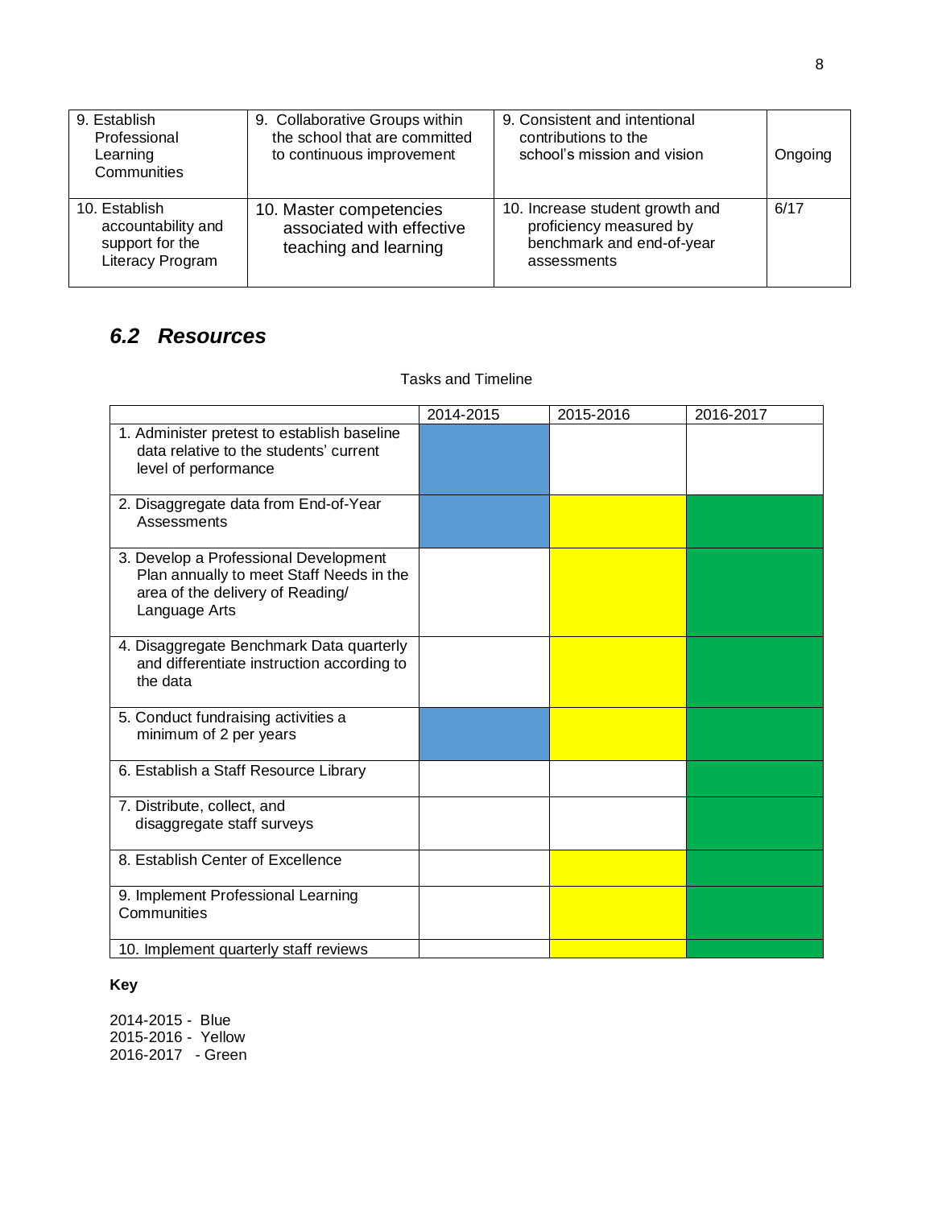| | | | |
|---|---|---|---|
| 9. Establish Professional Learning Communities | 9. Collaborative Groups within the school that are committed to continuous improvement | 9. Consistent and intentional contributions to the school's mission and vision | Ongoing |
| 10. Establish accountability and support for the Literacy Program | 10. Master competencies associated with effective teaching and learning | 10. Increase student growth and proficiency measured by benchmark and end-of-year assessments | 6/17 |

## *6.2 Resources*

Tasks and Timeline

| | 2014-2015 | 2015-2016 | 2016-2017 |
|---|---|---|---|
| 1. Administer pretest to establish baseline data relative to the students' current level of performance | Blue | | |
| 2. Disaggregate data from End-of-Year Assessments | Blue | Yellow | Green |
| 3. Develop a Professional Development Plan annually to meet Staff Needs in the area of the delivery of Reading/ Language Arts | | Yellow | Green |
| 4. Disaggregate Benchmark Data quarterly and differentiate instruction according to the data | | Yellow | Green |
| 5. Conduct fundraising activities a minimum of 2 per years | Blue | Yellow | Green |
| 6. Establish a Staff Resource Library | | | Green |
| 7. Distribute, collect, and disaggregate staff surveys | | | Green |
| 8. Establish Center of Excellence | | Yellow | Green |
| 9. Implement Professional Learning Communities | | Yellow | Green |
| 10. Implement quarterly staff reviews | | Yellow | Green |

**Key**

2014-2015 - Blue
2015-2016 - Yellow
2016-2017 - Green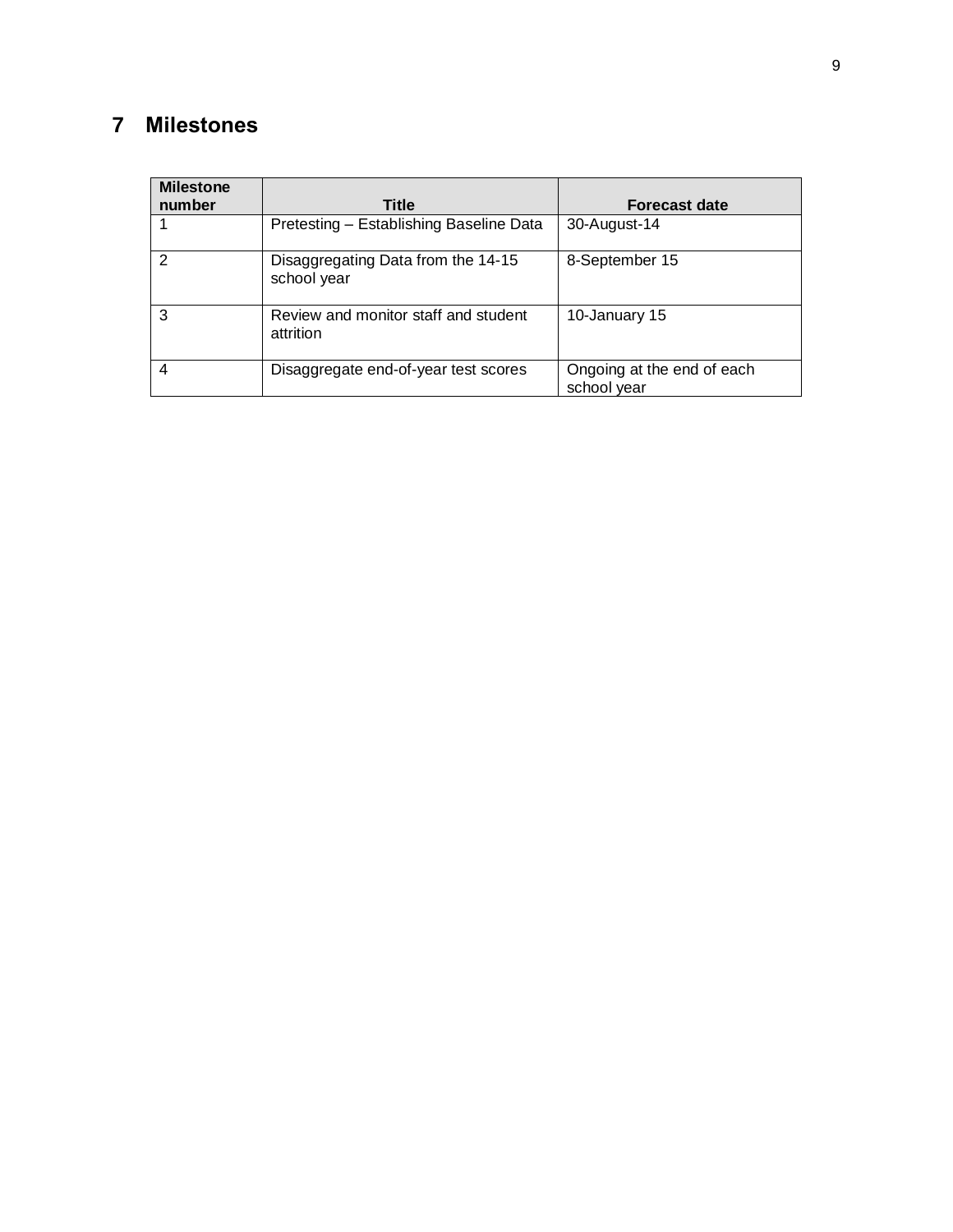# 7 Milestones

| Milestone number | Title | Forecast date |
|---|---|---|
| 1 | Pretesting – Establishing Baseline Data | 30-August-14 |
| 2 | Disaggregating Data from the 14-15 school year | 8-September 15 |
| 3 | Review and monitor staff and student attrition | 10-January 15 |
| 4 | Disaggregate end-of-year test scores | Ongoing at the end of each school year |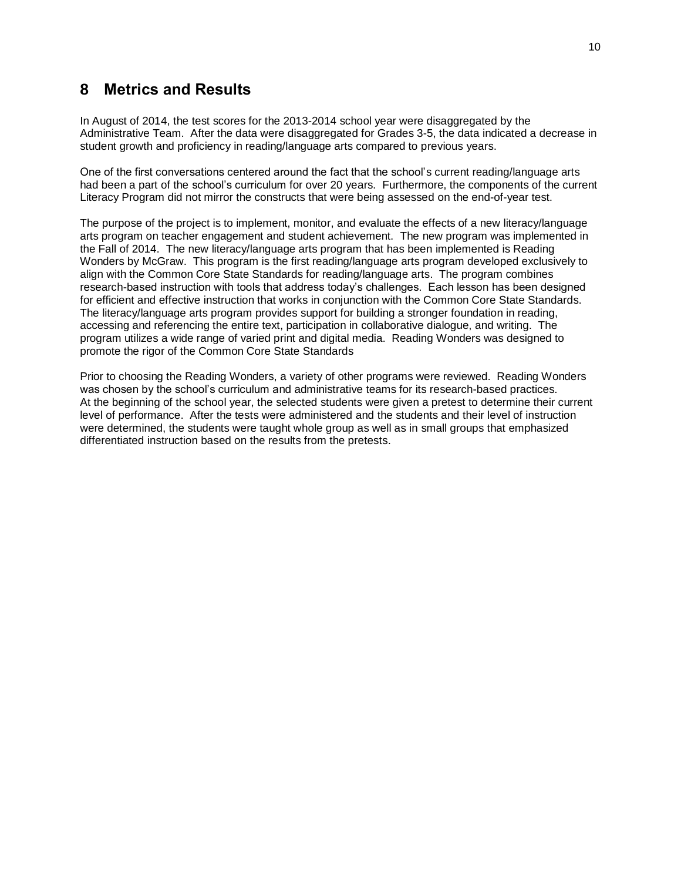# 8 Metrics and Results

In August of 2014, the test scores for the 2013-2014 school year were disaggregated by the Administrative Team. After the data were disaggregated for Grades 3-5, the data indicated a decrease in student growth and proficiency in reading/language arts compared to previous years.

One of the first conversations centered around the fact that the school's current reading/language arts had been a part of the school's curriculum for over 20 years. Furthermore, the components of the current Literacy Program did not mirror the constructs that were being assessed on the end-of-year test.

The purpose of the project is to implement, monitor, and evaluate the effects of a new literacy/language arts program on teacher engagement and student achievement. The new program was implemented in the Fall of 2014. The new literacy/language arts program that has been implemented is Reading Wonders by McGraw. This program is the first reading/language arts program developed exclusively to align with the Common Core State Standards for reading/language arts. The program combines research-based instruction with tools that address today's challenges. Each lesson has been designed for efficient and effective instruction that works in conjunction with the Common Core State Standards. The literacy/language arts program provides support for building a stronger foundation in reading, accessing and referencing the entire text, participation in collaborative dialogue, and writing. The program utilizes a wide range of varied print and digital media. Reading Wonders was designed to promote the rigor of the Common Core State Standards

Prior to choosing the Reading Wonders, a variety of other programs were reviewed. Reading Wonders was chosen by the school's curriculum and administrative teams for its research-based practices. At the beginning of the school year, the selected students were given a pretest to determine their current level of performance. After the tests were administered and the students and their level of instruction were determined, the students were taught whole group as well as in small groups that emphasized differentiated instruction based on the results from the pretests.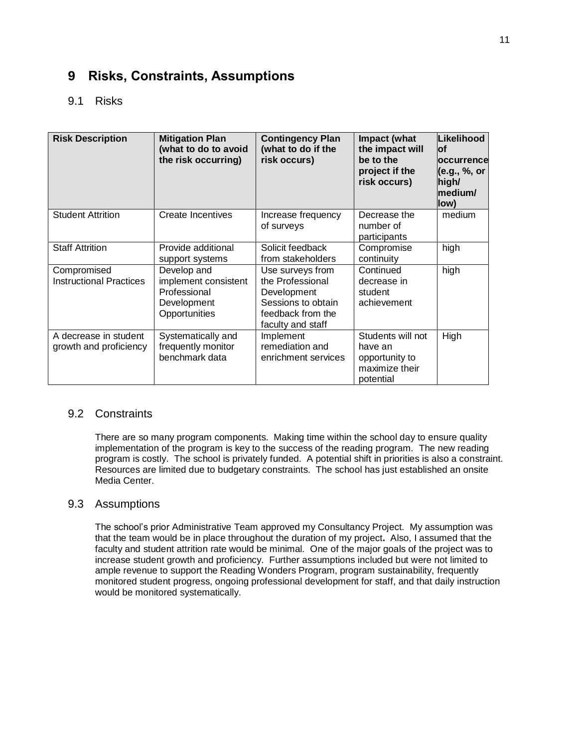# 9 Risks, Constraints, Assumptions

## 9.1 Risks

| Risk Description | Mitigation Plan (what to do to avoid the risk occurring) | Contingency Plan (what to do if the risk occurs) | Impact (what the impact will be to the project if the risk occurs) | Likelihood of occurrence (e.g., %, or high/ medium/ low) |
|---|---|---|---|---|
| Student Attrition | Create Incentives | Increase frequency of surveys | Decrease the number of participants | medium |
| Staff Attrition | Provide additional support systems | Solicit feedback from stakeholders | Compromise continuity | high |
| Compromised Instructional Practices | Develop and implement consistent Professional Development Opportunities | Use surveys from the Professional Development Sessions to obtain feedback from the faculty and staff | Continued decrease in student achievement | high |
| A decrease in student growth and proficiency | Systematically and frequently monitor benchmark data | Implement remediation and enrichment services | Students will not have an opportunity to maximize their potential | High |

## 9.2 Constraints

There are so many program components. Making time within the school day to ensure quality implementation of the program is key to the success of the reading program. The new reading program is costly. The school is privately funded. A potential shift in priorities is also a constraint. Resources are limited due to budgetary constraints. The school has just established an onsite Media Center.

## 9.3 Assumptions

The school's prior Administrative Team approved my Consultancy Project. My assumption was that the team would be in place throughout the duration of my project**.** Also, I assumed that the faculty and student attrition rate would be minimal. One of the major goals of the project was to increase student growth and proficiency. Further assumptions included but were not limited to ample revenue to support the Reading Wonders Program, program sustainability, frequently monitored student progress, ongoing professional development for staff, and that daily instruction would be monitored systematically.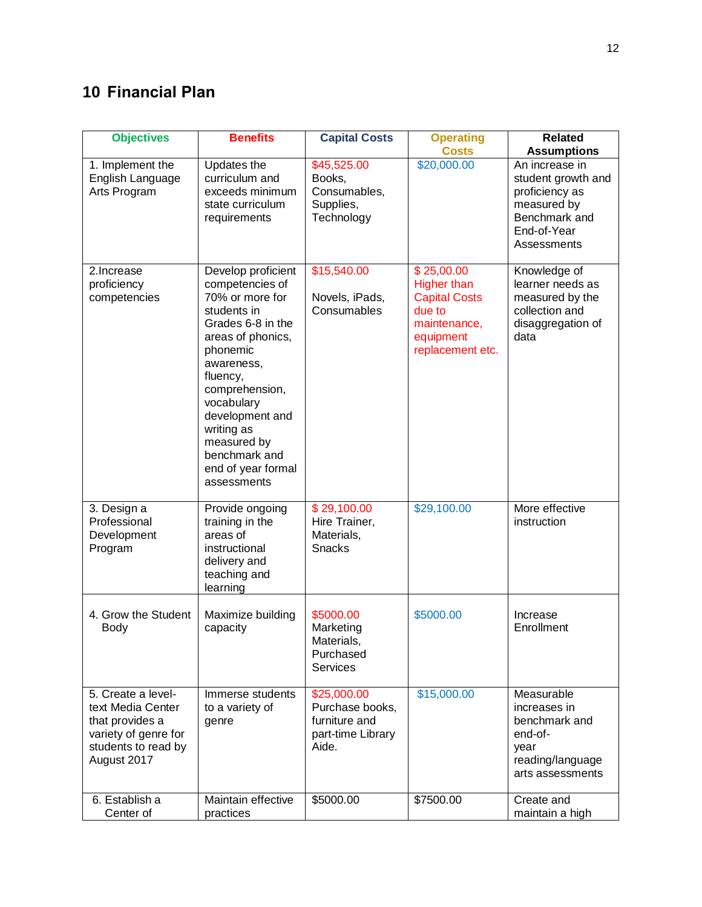# 10 Financial Plan

| Objectives | Benefits | Capital Costs | Operating Costs | Related Assumptions |
|---|---|---|---|---|
| 1. Implement the English Language Arts Program | Updates the curriculum and exceeds minimum state curriculum requirements | $45,525.00 Books, Consumables, Supplies, Technology | $20,000.00 | An increase in student growth and proficiency as measured by Benchmark and End-of-Year Assessments |
| 2.Increase proficiency competencies | Develop proficient competencies of 70% or more for students in Grades 6-8 in the areas of phonics, phonemic awareness, fluency, comprehension, vocabulary development and writing as measured by benchmark and end of year formal assessments | $15,540.00<br><br>Novels, iPads, Consumables | $ 25,00.00 Higher than Capital Costs due to maintenance, equipment replacement etc. | Knowledge of learner needs as measured by the collection and disaggregation of data |
| 3. Design a Professional Development Program | Provide ongoing training in the areas of instructional delivery and teaching and learning | $ 29,100.00 Hire Trainer, Materials, Snacks | $29,100.00 | More effective instruction |
| 4. Grow the Student Body | Maximize building capacity | $5000.00 Marketing Materials, Purchased Services | $5000.00 | Increase Enrollment |
| 5. Create a level-text Media Center that provides a variety of genre for students to read by August 2017 | Immerse students to a variety of genre | $25,000.00 Purchase books, furniture and part-time Library Aide. | $15,000.00 | Measurable increases in benchmark and end-of-year reading/language arts assessments |
| 6. Establish a Center of | Maintain effective practices | $5000.00 | $7500.00 | Create and maintain a high |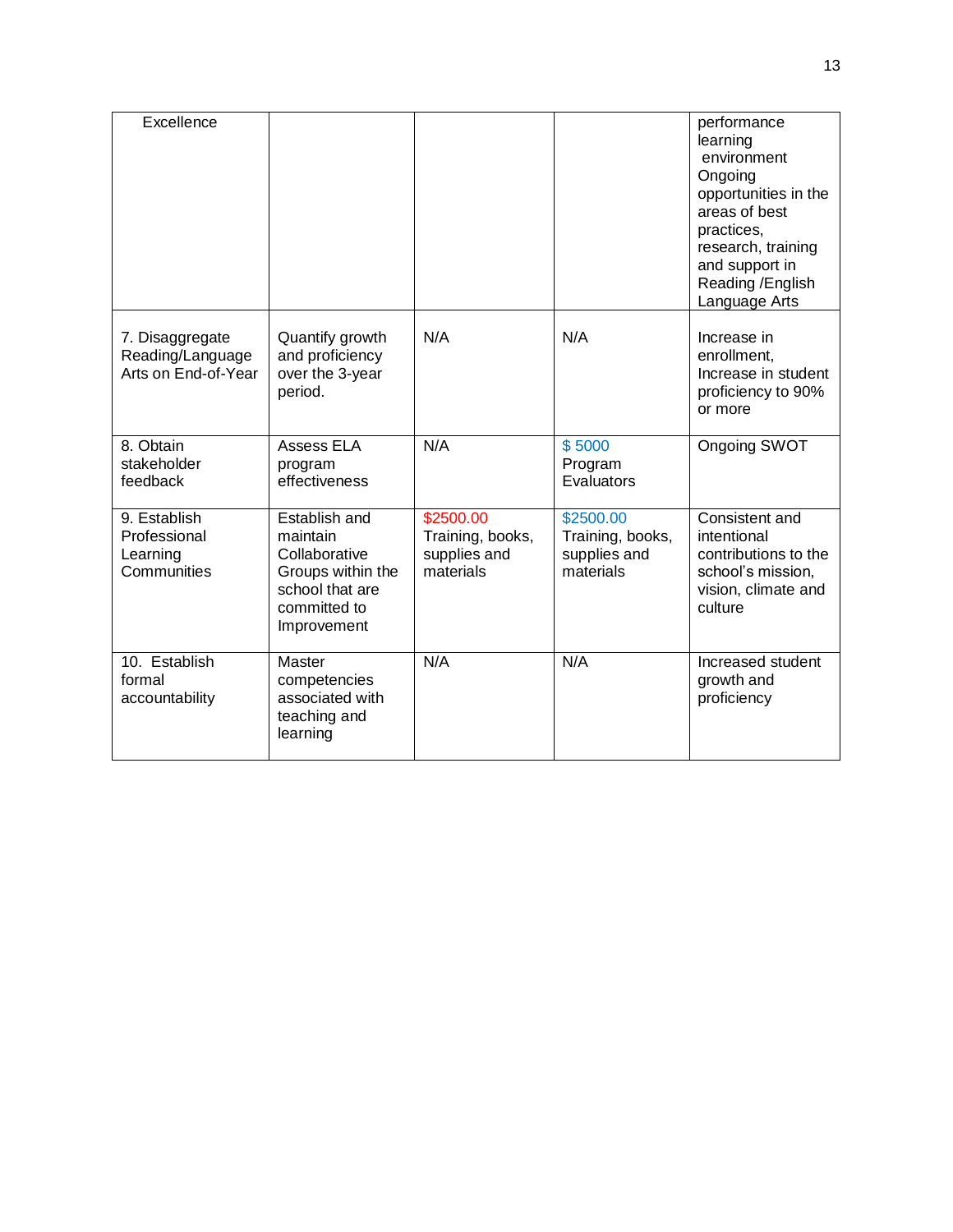| Excellence | | | | performance learning environment Ongoing opportunities in the areas of best practices, research, training and support in Reading /English Language Arts |
|---|---|---|---|---|
| 7. Disaggregate Reading/Language Arts on End-of-Year | Quantify growth and proficiency over the 3-year period. | N/A | N/A | Increase in enrollment, Increase in student proficiency to 90% or more |
| 8. Obtain stakeholder feedback | Assess ELA program effectiveness | N/A | $ 5000 Program Evaluators | Ongoing SWOT |
| 9. Establish Professional Learning Communities | Establish and maintain Collaborative Groups within the school that are committed to Improvement | $2500.00 Training, books, supplies and materials | $2500.00 Training, books, supplies and materials | Consistent and intentional contributions to the school's mission, vision, climate and culture |
| 10. Establish formal accountability | Master competencies associated with teaching and learning | N/A | N/A | Increased student growth and proficiency |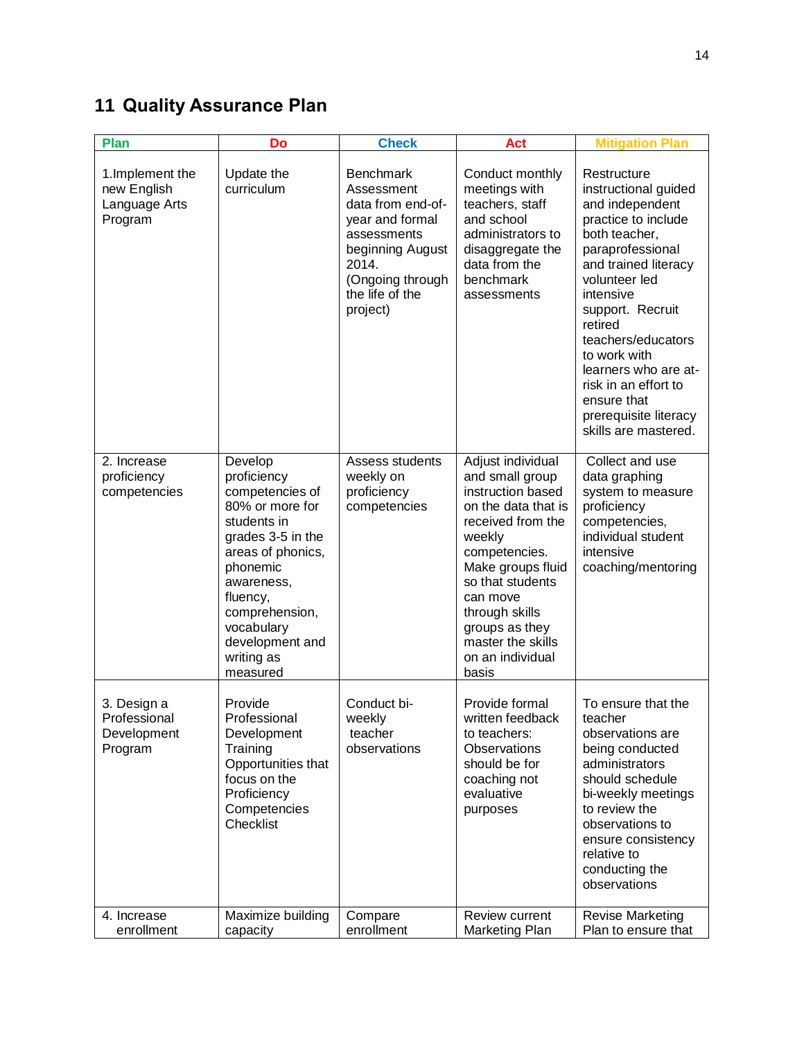## 11 Quality Assurance Plan

| Plan | Do | Check | Act | Mitigation Plan |
|---|---|---|---|---|
| 1.Implement the new English Language Arts Program | Update the curriculum | Benchmark Assessment data from end-of-year and formal assessments beginning August 2014. (Ongoing through the life of the project) | Conduct monthly meetings with teachers, staff and school administrators to disaggregate the data from the benchmark assessments | Restructure instructional guided and independent practice to include both teacher, paraprofessional and trained literacy volunteer led intensive support. Recruit retired teachers/educators to work with learners who are at-risk in an effort to ensure that prerequisite literacy skills are mastered. |
| 2. Increase proficiency competencies | Develop proficiency competencies of 80% or more for students in grades 3-5 in the areas of phonics, phonemic awareness, fluency, comprehension, vocabulary development and writing as measured | Assess students weekly on proficiency competencies | Adjust individual and small group instruction based on the data that is received from the weekly competencies. Make groups fluid so that students can move through skills groups as they master the skills on an individual basis | Collect and use data graphing system to measure proficiency competencies, individual student intensive coaching/mentoring |
| 3. Design a Professional Development Program | Provide Professional Development Training Opportunities that focus on the Proficiency Competencies Checklist | Conduct bi-weekly teacher observations | Provide formal written feedback to teachers: Observations should be for coaching not evaluative purposes | To ensure that the teacher observations are being conducted administrators should schedule bi-weekly meetings to review the observations to ensure consistency relative to conducting the observations |
| 4. Increase enrollment | Maximize building capacity | Compare enrollment | Review current Marketing Plan | Revise Marketing Plan to ensure that |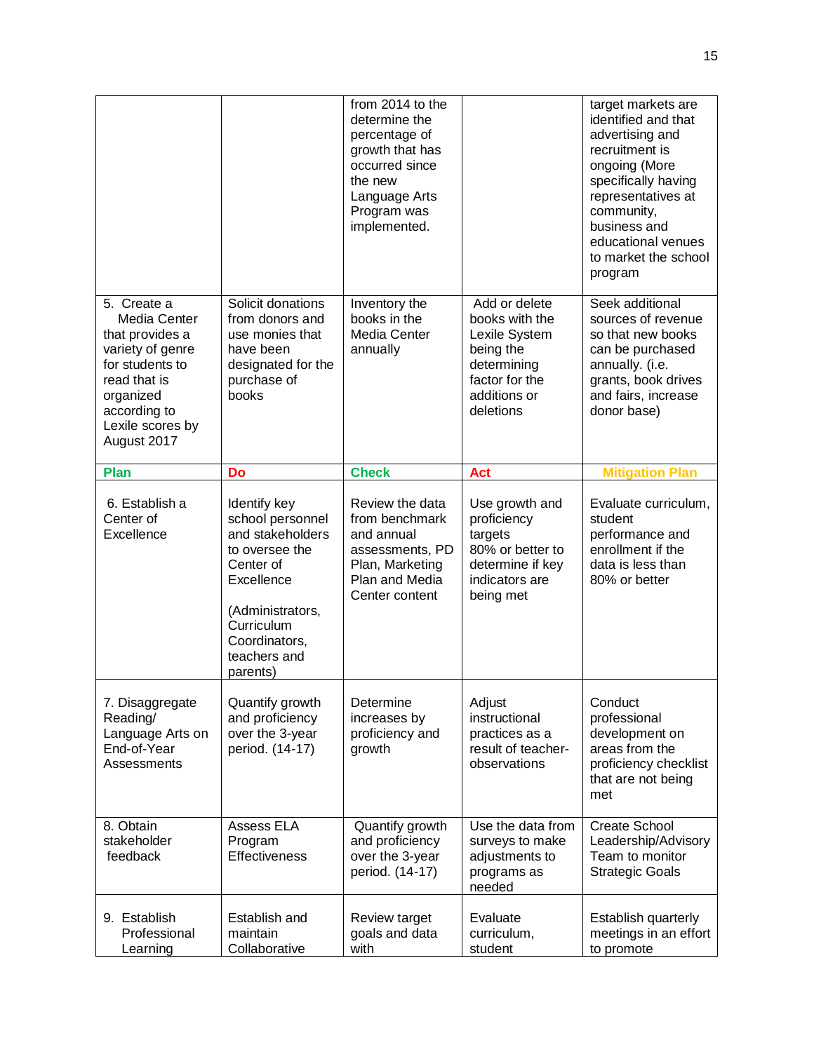|  |  | from 2014 to the determine the percentage of growth that has occurred since the new Language Arts Program was implemented. |  | target markets are identified and that advertising and recruitment is ongoing (More specifically having representatives at community, business and educational venues to market the school program |
|---|---|---|---|---|
| 5. Create a Media Center that provides a variety of genre for students to read that is organized according to Lexile scores by August 2017 | Solicit donations from donors and use monies that have been designated for the purchase of books | Inventory the books in the Media Center annually | Add or delete books with the Lexile System being the determining factor for the additions or deletions | Seek additional sources of revenue so that new books can be purchased annually. (i.e. grants, book drives and fairs, increase donor base) |
| **Plan** | **Do** | **Check** | **Act** | **Mitigation Plan** |
| 6. Establish a Center of Excellence | Identify key school personnel and stakeholders to oversee the Center of Excellence<br><br>(Administrators, Curriculum Coordinators, teachers and parents) | Review the data from benchmark and annual assessments, PD Plan, Marketing Plan and Media Center content | Use growth and proficiency targets 80% or better to determine if key indicators are being met | Evaluate curriculum, student performance and enrollment if the data is less than 80% or better |
| 7. Disaggregate Reading/ Language Arts on End-of-Year Assessments | Quantify growth and proficiency over the 3-year period. (14-17) | Determine increases by proficiency and growth | Adjust instructional practices as a result of teacher-observations | Conduct professional development on areas from the proficiency checklist that are not being met |
| 8. Obtain stakeholder feedback | Assess ELA Program Effectiveness | Quantify growth and proficiency over the 3-year period. (14-17) | Use the data from surveys to make adjustments to programs as needed | Create School Leadership/Advisory Team to monitor Strategic Goals |
| 9. Establish Professional Learning | Establish and maintain Collaborative | Review target goals and data with | Evaluate curriculum, student | Establish quarterly meetings in an effort to promote |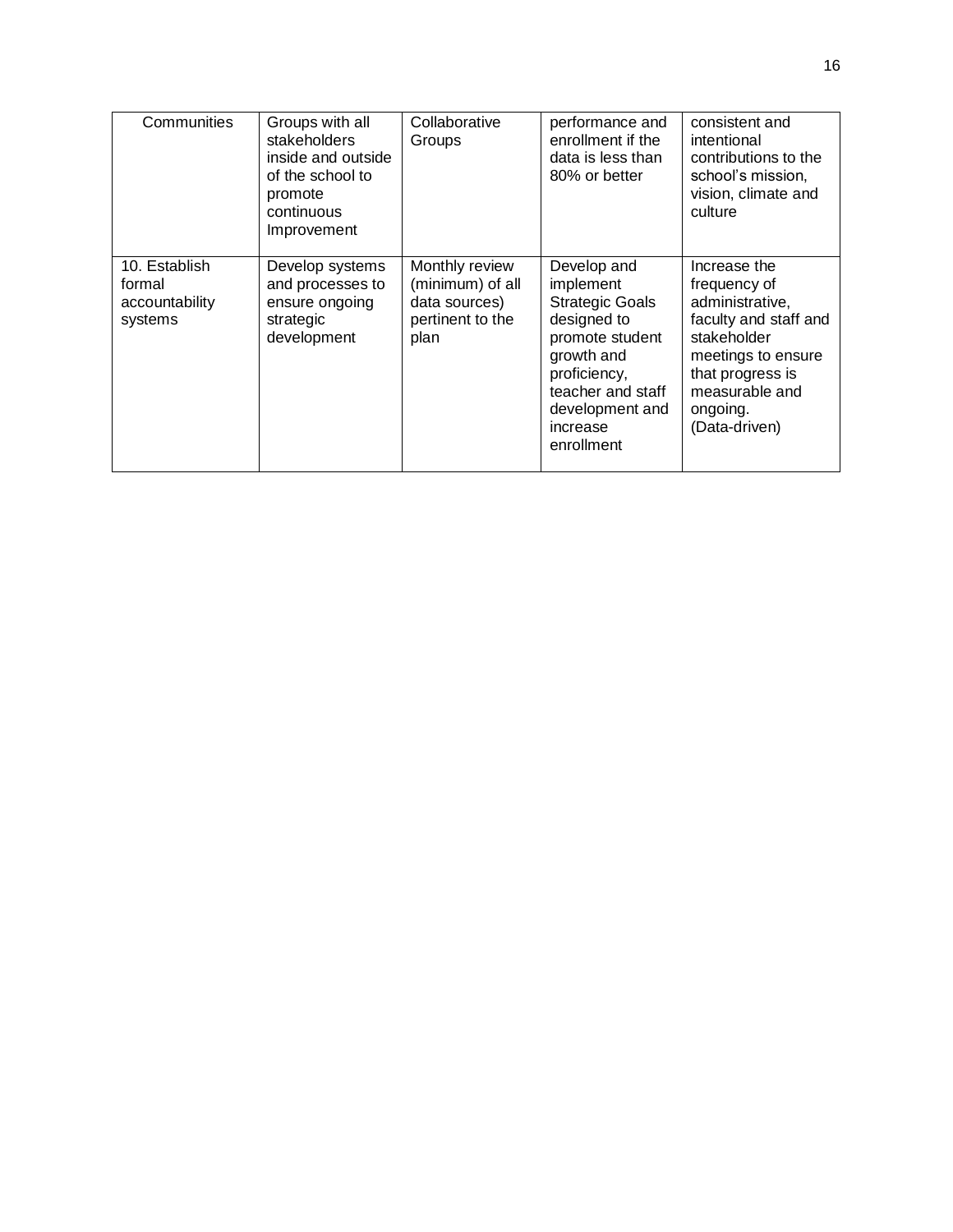| Communities | Groups with all stakeholders inside and outside of the school to promote continuous Improvement | Collaborative Groups | performance and enrollment if the data is less than 80% or better | consistent and intentional contributions to the school's mission, vision, climate and culture |
|---|---|---|---|---|
| 10. Establish formal accountability systems | Develop systems and processes to ensure ongoing strategic development | Monthly review (minimum) of all data sources) pertinent to the plan | Develop and implement Strategic Goals designed to promote student growth and proficiency, teacher and staff development and increase enrollment | Increase the frequency of administrative, faculty and staff and stakeholder meetings to ensure that progress is measurable and ongoing. (Data-driven) |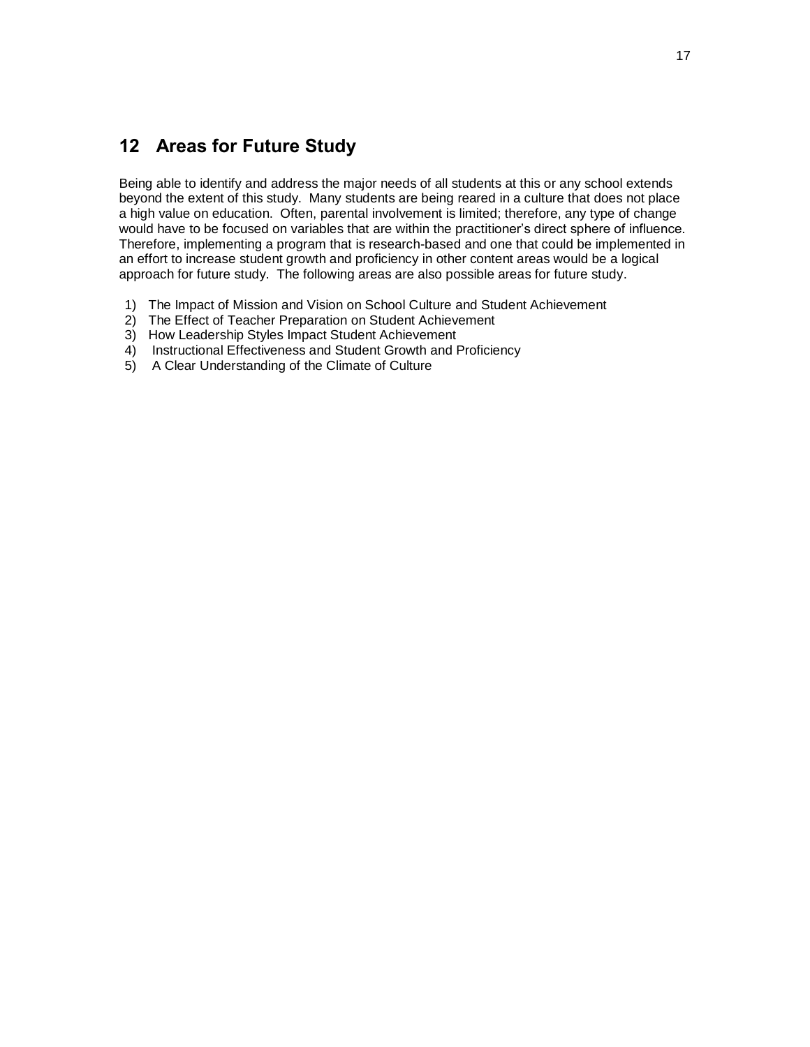## 12 Areas for Future Study

Being able to identify and address the major needs of all students at this or any school extends beyond the extent of this study. Many students are being reared in a culture that does not place a high value on education. Often, parental involvement is limited; therefore, any type of change would have to be focused on variables that are within the practitioner's direct sphere of influence. Therefore, implementing a program that is research-based and one that could be implemented in an effort to increase student growth and proficiency in other content areas would be a logical approach for future study. The following areas are also possible areas for future study.

1) The Impact of Mission and Vision on School Culture and Student Achievement
2) The Effect of Teacher Preparation on Student Achievement
3) How Leadership Styles Impact Student Achievement
4) Instructional Effectiveness and Student Growth and Proficiency
5) A Clear Understanding of the Climate of Culture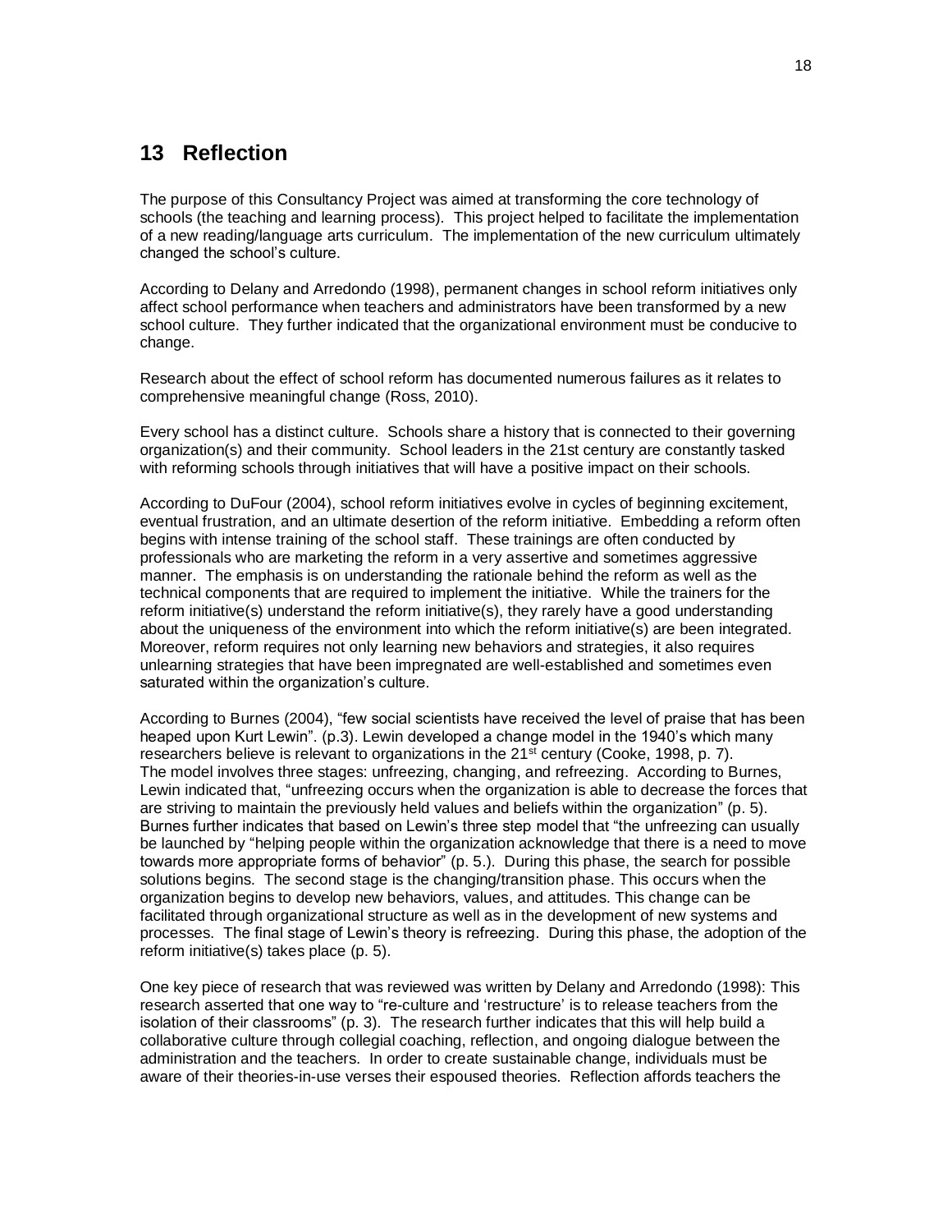# 13 Reflection

The purpose of this Consultancy Project was aimed at transforming the core technology of schools (the teaching and learning process). This project helped to facilitate the implementation of a new reading/language arts curriculum. The implementation of the new curriculum ultimately changed the school's culture.

According to Delany and Arredondo (1998), permanent changes in school reform initiatives only affect school performance when teachers and administrators have been transformed by a new school culture. They further indicated that the organizational environment must be conducive to change.

Research about the effect of school reform has documented numerous failures as it relates to comprehensive meaningful change (Ross, 2010).

Every school has a distinct culture. Schools share a history that is connected to their governing organization(s) and their community. School leaders in the 21st century are constantly tasked with reforming schools through initiatives that will have a positive impact on their schools.

According to DuFour (2004), school reform initiatives evolve in cycles of beginning excitement, eventual frustration, and an ultimate desertion of the reform initiative. Embedding a reform often begins with intense training of the school staff. These trainings are often conducted by professionals who are marketing the reform in a very assertive and sometimes aggressive manner. The emphasis is on understanding the rationale behind the reform as well as the technical components that are required to implement the initiative. While the trainers for the reform initiative(s) understand the reform initiative(s), they rarely have a good understanding about the uniqueness of the environment into which the reform initiative(s) are been integrated. Moreover, reform requires not only learning new behaviors and strategies, it also requires unlearning strategies that have been impregnated are well-established and sometimes even saturated within the organization's culture.

According to Burnes (2004), "few social scientists have received the level of praise that has been heaped upon Kurt Lewin". (p.3). Lewin developed a change model in the 1940's which many researchers believe is relevant to organizations in the 21st century (Cooke, 1998, p. 7). The model involves three stages: unfreezing, changing, and refreezing. According to Burnes, Lewin indicated that, "unfreezing occurs when the organization is able to decrease the forces that are striving to maintain the previously held values and beliefs within the organization" (p. 5). Burnes further indicates that based on Lewin's three step model that "the unfreezing can usually be launched by "helping people within the organization acknowledge that there is a need to move towards more appropriate forms of behavior" (p. 5.). During this phase, the search for possible solutions begins. The second stage is the changing/transition phase. This occurs when the organization begins to develop new behaviors, values, and attitudes. This change can be facilitated through organizational structure as well as in the development of new systems and processes. The final stage of Lewin's theory is refreezing. During this phase, the adoption of the reform initiative(s) takes place (p. 5).

One key piece of research that was reviewed was written by Delany and Arredondo (1998): This research asserted that one way to "re-culture and 'restructure' is to release teachers from the isolation of their classrooms" (p. 3). The research further indicates that this will help build a collaborative culture through collegial coaching, reflection, and ongoing dialogue between the administration and the teachers. In order to create sustainable change, individuals must be aware of their theories-in-use verses their espoused theories. Reflection affords teachers the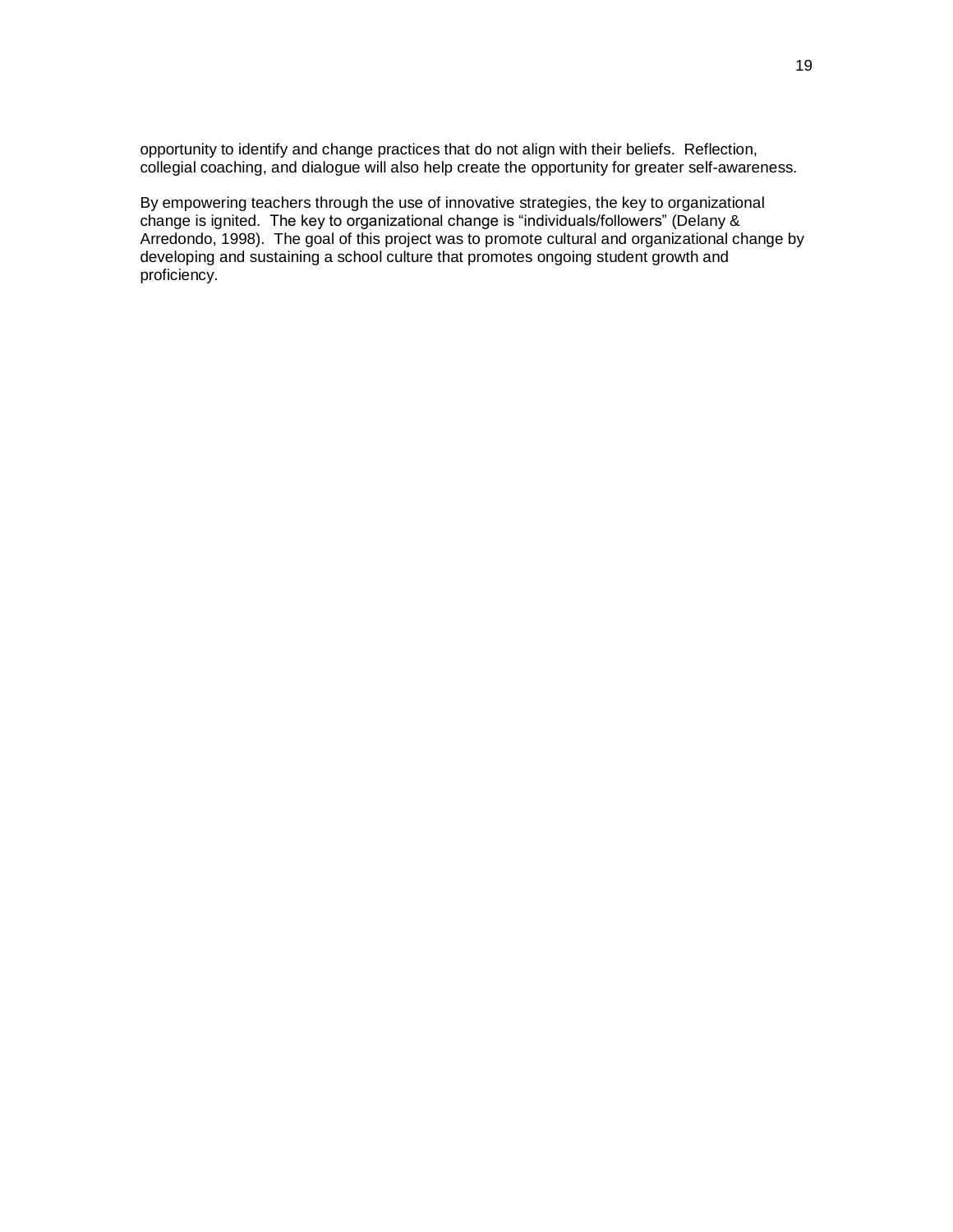opportunity to identify and change practices that do not align with their beliefs. Reflection, collegial coaching, and dialogue will also help create the opportunity for greater self-awareness.

By empowering teachers through the use of innovative strategies, the key to organizational change is ignited. The key to organizational change is "individuals/followers" (Delany & Arredondo, 1998). The goal of this project was to promote cultural and organizational change by developing and sustaining a school culture that promotes ongoing student growth and proficiency.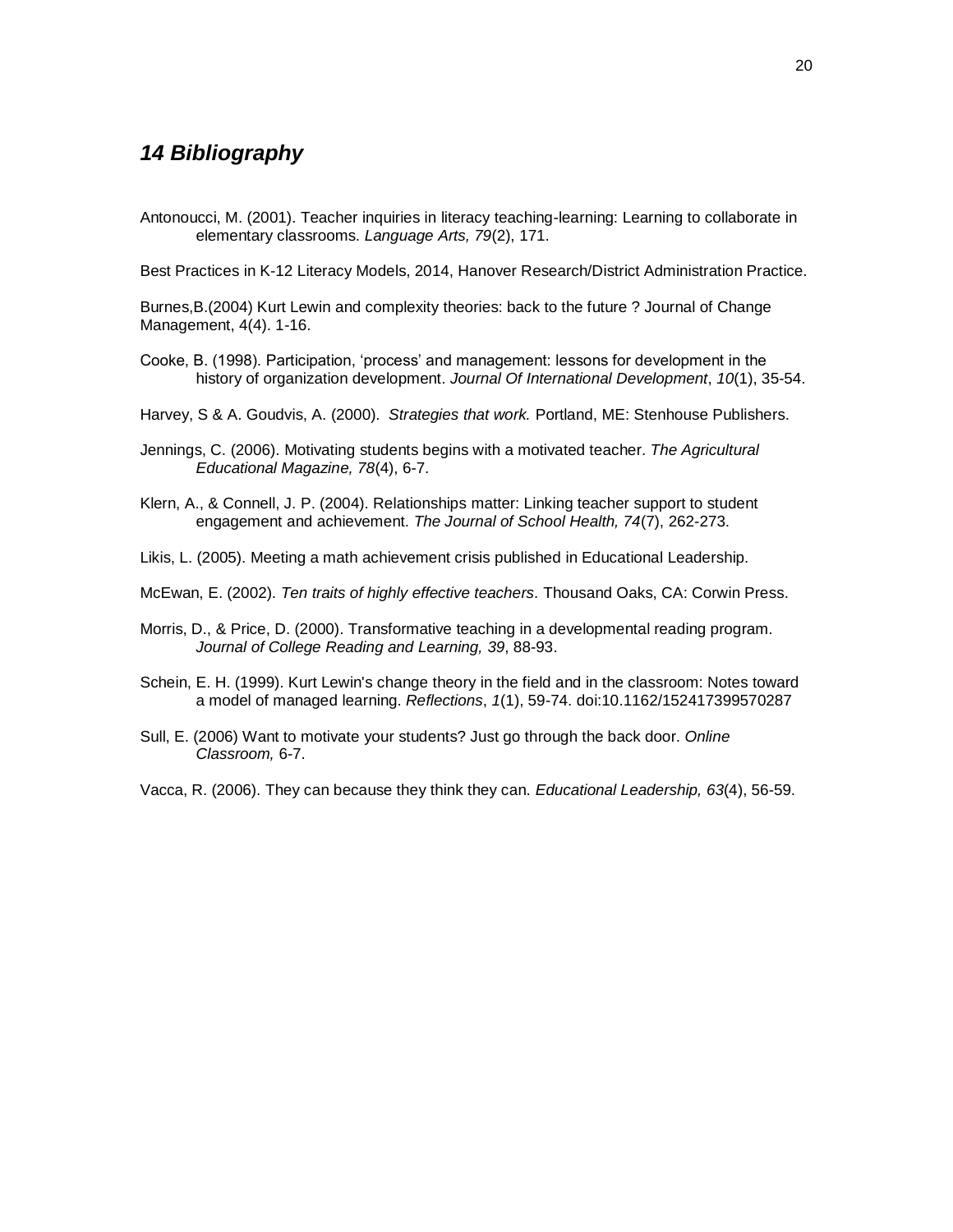## *14 Bibliography*

Antonoucci, M. (2001). Teacher inquiries in literacy teaching-learning: Learning to collaborate in elementary classrooms. *Language Arts, 79*(2), 171.

Best Practices in K-12 Literacy Models, 2014, Hanover Research/District Administration Practice.

Burnes,B.(2004) Kurt Lewin and complexity theories: back to the future ? Journal of Change Management, 4(4). 1-16.

Cooke, B. (1998). Participation, 'process' and management: lessons for development in the history of organization development. *Journal Of International Development*, *10*(1), 35-54.

Harvey, S & A. Goudvis, A. (2000). *Strategies that work.* Portland, ME: Stenhouse Publishers.

Jennings, C. (2006). Motivating students begins with a motivated teacher. *The Agricultural Educational Magazine, 78*(4), 6-7.

Klern, A., & Connell, J. P. (2004). Relationships matter: Linking teacher support to student engagement and achievement. *The Journal of School Health, 74*(7), 262-273.

Likis, L. (2005). Meeting a math achievement crisis published in Educational Leadership.

McEwan, E. (2002). *Ten traits of highly effective teachers*. Thousand Oaks, CA: Corwin Press.

Morris, D., & Price, D. (2000). Transformative teaching in a developmental reading program. *Journal of College Reading and Learning, 39*, 88-93.

Schein, E. H. (1999). Kurt Lewin's change theory in the field and in the classroom: Notes toward a model of managed learning. *Reflections*, *1*(1), 59-74. doi:10.1162/152417399570287

Sull, E. (2006) Want to motivate your students? Just go through the back door. *Online Classroom,* 6-7.

Vacca, R. (2006). They can because they think they can. *Educational Leadership, 63*(4), 56-59.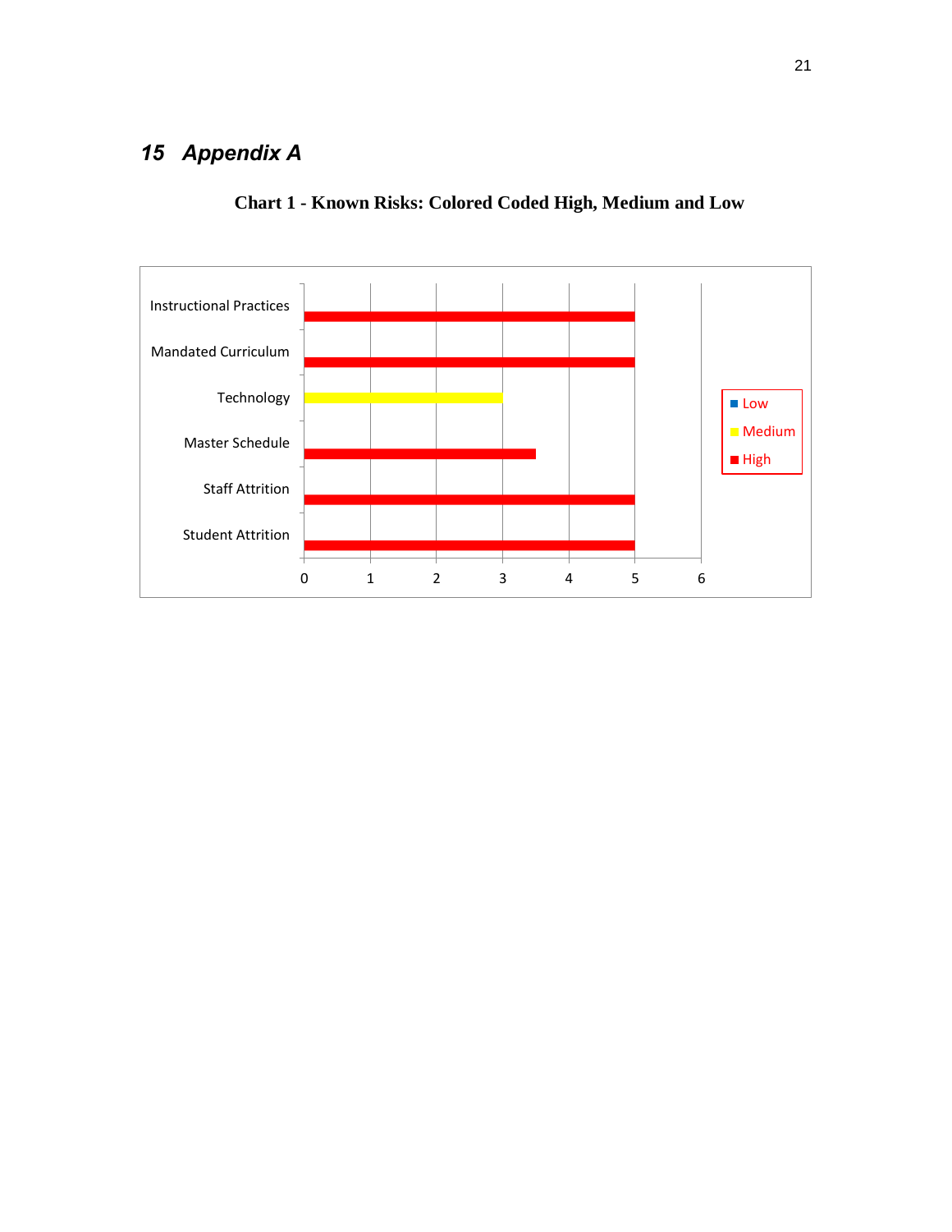# 15 Appendix A

**Chart 1 - Known Risks: Colored Coded High, Medium and Low**

Instructional Practices
Mandated Curriculum
Technology
Master Schedule
Staff Attrition
Student Attrition

0 1 2 3 4 5 6

Low
Medium
High